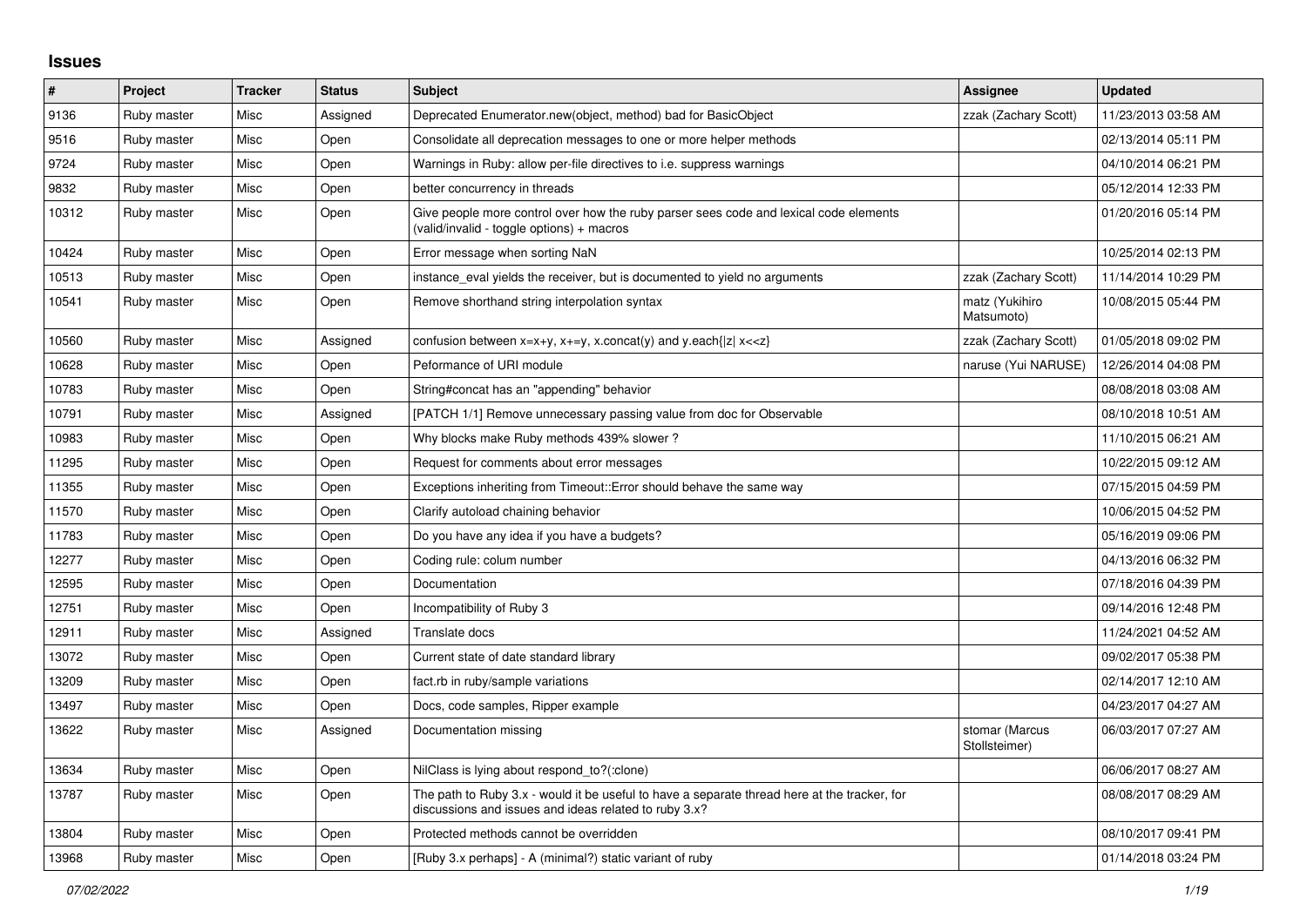# Issues

| # | Project | Tracker | Status | Subject | Assignee | Updated |
|---|---|---|---|---|---|---|
| 9136 | Ruby master | Misc | Assigned | Deprecated Enumerator.new(object, method) bad for BasicObject | zzak (Zachary Scott) | 11/23/2013 03:58 AM |
| 9516 | Ruby master | Misc | Open | Consolidate all deprecation messages to one or more helper methods | | 02/13/2014 05:11 PM |
| 9724 | Ruby master | Misc | Open | Warnings in Ruby: allow per-file directives to i.e. suppress warnings | | 04/10/2014 06:21 PM |
| 9832 | Ruby master | Misc | Open | better concurrency in threads | | 05/12/2014 12:33 PM |
| 10312 | Ruby master | Misc | Open | Give people more control over how the ruby parser sees code and lexical code elements (valid/invalid - toggle options) + macros | | 01/20/2016 05:14 PM |
| 10424 | Ruby master | Misc | Open | Error message when sorting NaN | | 10/25/2014 02:13 PM |
| 10513 | Ruby master | Misc | Open | instance_eval yields the receiver, but is documented to yield no arguments | zzak (Zachary Scott) | 11/14/2014 10:29 PM |
| 10541 | Ruby master | Misc | Open | Remove shorthand string interpolation syntax | matz (Yukihiro Matsumoto) | 10/08/2015 05:44 PM |
| 10560 | Ruby master | Misc | Assigned | confusion between x=x+y, x+=y, x.concat(y) and y.each{\|z\| x<<z} | zzak (Zachary Scott) | 01/05/2018 09:02 PM |
| 10628 | Ruby master | Misc | Open | Peformance of URI module | naruse (Yui NARUSE) | 12/26/2014 04:08 PM |
| 10783 | Ruby master | Misc | Open | String#concat has an "appending" behavior | | 08/08/2018 03:08 AM |
| 10791 | Ruby master | Misc | Assigned | [PATCH 1/1] Remove unnecessary passing value from doc for Observable | | 08/10/2018 10:51 AM |
| 10983 | Ruby master | Misc | Open | Why blocks make Ruby methods 439% slower ? | | 11/10/2015 06:21 AM |
| 11295 | Ruby master | Misc | Open | Request for comments about error messages | | 10/22/2015 09:12 AM |
| 11355 | Ruby master | Misc | Open | Exceptions inheriting from Timeout::Error should behave the same way | | 07/15/2015 04:59 PM |
| 11570 | Ruby master | Misc | Open | Clarify autoload chaining behavior | | 10/06/2015 04:52 PM |
| 11783 | Ruby master | Misc | Open | Do you have any idea if you have a budgets? | | 05/16/2019 09:06 PM |
| 12277 | Ruby master | Misc | Open | Coding rule: colum number | | 04/13/2016 06:32 PM |
| 12595 | Ruby master | Misc | Open | Documentation | | 07/18/2016 04:39 PM |
| 12751 | Ruby master | Misc | Open | Incompatibility of Ruby 3 | | 09/14/2016 12:48 PM |
| 12911 | Ruby master | Misc | Assigned | Translate docs | | 11/24/2021 04:52 AM |
| 13072 | Ruby master | Misc | Open | Current state of date standard library | | 09/02/2017 05:38 PM |
| 13209 | Ruby master | Misc | Open | fact.rb in ruby/sample variations | | 02/14/2017 12:10 AM |
| 13497 | Ruby master | Misc | Open | Docs, code samples, Ripper example | | 04/23/2017 04:27 AM |
| 13622 | Ruby master | Misc | Assigned | Documentation missing | stomar (Marcus Stollsteimer) | 06/03/2017 07:27 AM |
| 13634 | Ruby master | Misc | Open | NilClass is lying about respond_to?(:clone) | | 06/06/2017 08:27 AM |
| 13787 | Ruby master | Misc | Open | The path to Ruby 3.x - would it be useful to have a separate thread here at the tracker, for discussions and issues and ideas related to ruby 3.x? | | 08/08/2017 08:29 AM |
| 13804 | Ruby master | Misc | Open | Protected methods cannot be overridden | | 08/10/2017 09:41 PM |
| 13968 | Ruby master | Misc | Open | [Ruby 3.x perhaps] - A (minimal?) static variant of ruby | | 01/14/2018 03:24 PM |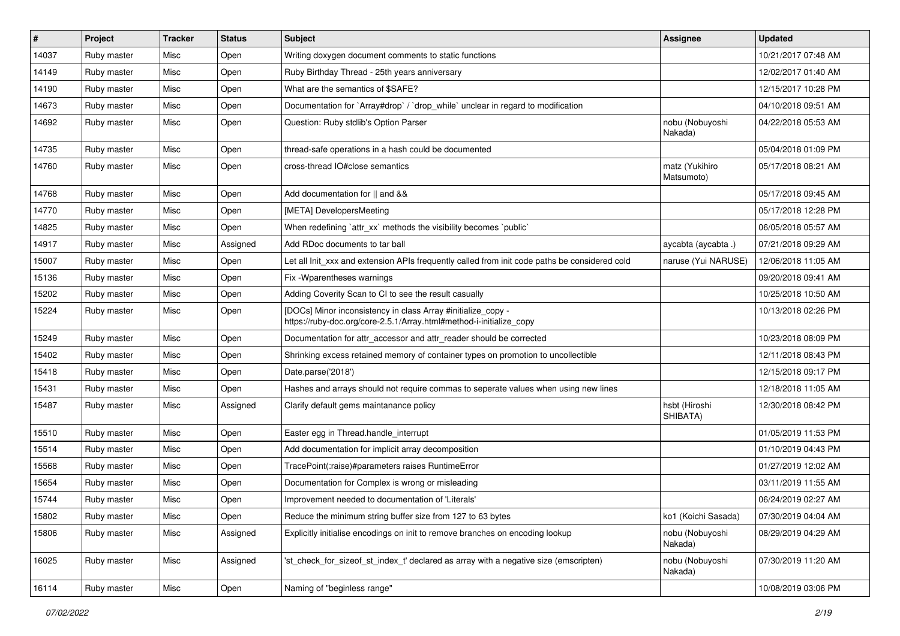| # | Project | Tracker | Status | Subject | Assignee | Updated |
|---|---|---|---|---|---|---|
| 14037 | Ruby master | Misc | Open | Writing doxygen document comments to static functions | | 10/21/2017 07:48 AM |
| 14149 | Ruby master | Misc | Open | Ruby Birthday Thread - 25th years anniversary | | 12/02/2017 01:40 AM |
| 14190 | Ruby master | Misc | Open | What are the semantics of $SAFE? | | 12/15/2017 10:28 PM |
| 14673 | Ruby master | Misc | Open | Documentation for `Array#drop` / `drop_while` unclear in regard to modification | | 04/10/2018 09:51 AM |
| 14692 | Ruby master | Misc | Open | Question: Ruby stdlib's Option Parser | nobu (Nobuyoshi Nakada) | 04/22/2018 05:53 AM |
| 14735 | Ruby master | Misc | Open | thread-safe operations in a hash could be documented | | 05/04/2018 01:09 PM |
| 14760 | Ruby master | Misc | Open | cross-thread IO#close semantics | matz (Yukihiro Matsumoto) | 05/17/2018 08:21 AM |
| 14768 | Ruby master | Misc | Open | Add documentation for \|\| and && | | 05/17/2018 09:45 AM |
| 14770 | Ruby master | Misc | Open | [META] DevelopersMeeting | | 05/17/2018 12:28 PM |
| 14825 | Ruby master | Misc | Open | When redefining `attr_xx` methods the visibility becomes `public` | | 06/05/2018 05:57 AM |
| 14917 | Ruby master | Misc | Assigned | Add RDoc documents to tar ball | aycabta (aycabta .) | 07/21/2018 09:29 AM |
| 15007 | Ruby master | Misc | Open | Let all Init_xxx and extension APIs frequently called from init code paths be considered cold | naruse (Yui NARUSE) | 12/06/2018 11:05 AM |
| 15136 | Ruby master | Misc | Open | Fix -Wparentheses warnings | | 09/20/2018 09:41 AM |
| 15202 | Ruby master | Misc | Open | Adding Coverity Scan to CI to see the result casually | | 10/25/2018 10:50 AM |
| 15224 | Ruby master | Misc | Open | [DOCs] Minor inconsistency in class Array #initialize_copy - https://ruby-doc.org/core-2.5.1/Array.html#method-i-initialize_copy | | 10/13/2018 02:26 PM |
| 15249 | Ruby master | Misc | Open | Documentation for attr_accessor and attr_reader should be corrected | | 10/23/2018 08:09 PM |
| 15402 | Ruby master | Misc | Open | Shrinking excess retained memory of container types on promotion to uncollectible | | 12/11/2018 08:43 PM |
| 15418 | Ruby master | Misc | Open | Date.parse('2018') | | 12/15/2018 09:17 PM |
| 15431 | Ruby master | Misc | Open | Hashes and arrays should not require commas to seperate values when using new lines | | 12/18/2018 11:05 AM |
| 15487 | Ruby master | Misc | Assigned | Clarify default gems maintanance policy | hsbt (Hiroshi SHIBATA) | 12/30/2018 08:42 PM |
| 15510 | Ruby master | Misc | Open | Easter egg in Thread.handle_interrupt | | 01/05/2019 11:53 PM |
| 15514 | Ruby master | Misc | Open | Add documentation for implicit array decomposition | | 01/10/2019 04:43 PM |
| 15568 | Ruby master | Misc | Open | TracePoint(:raise)#parameters raises RuntimeError | | 01/27/2019 12:02 AM |
| 15654 | Ruby master | Misc | Open | Documentation for Complex is wrong or misleading | | 03/11/2019 11:55 AM |
| 15744 | Ruby master | Misc | Open | Improvement needed to documentation of 'Literals' | | 06/24/2019 02:27 AM |
| 15802 | Ruby master | Misc | Open | Reduce the minimum string buffer size from 127 to 63 bytes | ko1 (Koichi Sasada) | 07/30/2019 04:04 AM |
| 15806 | Ruby master | Misc | Assigned | Explicitly initialise encodings on init to remove branches on encoding lookup | nobu (Nobuyoshi Nakada) | 08/29/2019 04:29 AM |
| 16025 | Ruby master | Misc | Assigned | 'st_check_for_sizeof_st_index_t' declared as array with a negative size (emscripten) | nobu (Nobuyoshi Nakada) | 07/30/2019 11:20 AM |
| 16114 | Ruby master | Misc | Open | Naming of "beginless range" | | 10/08/2019 03:06 PM |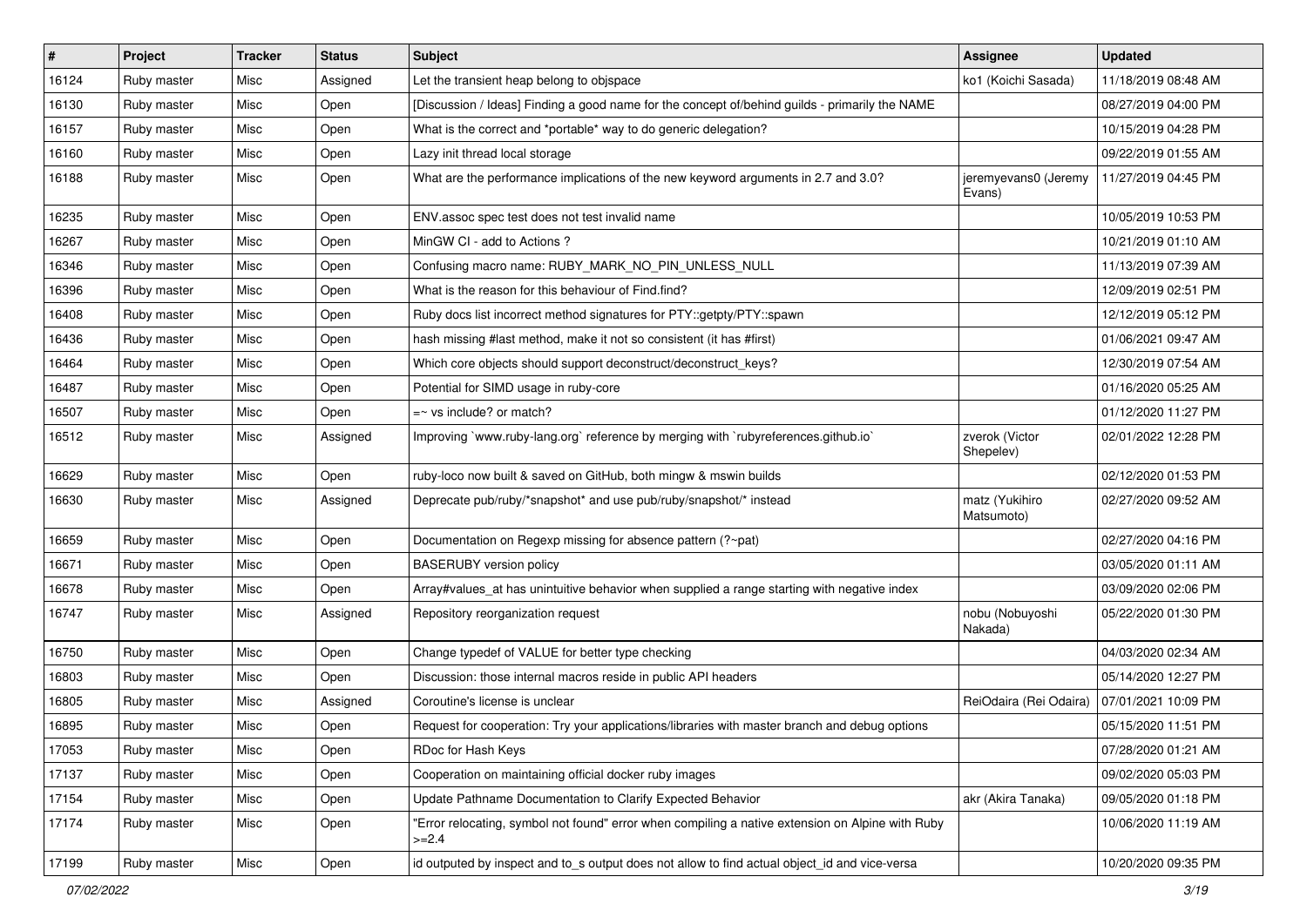| # | Project | Tracker | Status | Subject | Assignee | Updated |
|---|---|---|---|---|---|---|
| 16124 | Ruby master | Misc | Assigned | Let the transient heap belong to objspace | ko1 (Koichi Sasada) | 11/18/2019 08:48 AM |
| 16130 | Ruby master | Misc | Open | [Discussion / Ideas] Finding a good name for the concept of/behind guilds - primarily the NAME | | 08/27/2019 04:00 PM |
| 16157 | Ruby master | Misc | Open | What is the correct and *portable* way to do generic delegation? | | 10/15/2019 04:28 PM |
| 16160 | Ruby master | Misc | Open | Lazy init thread local storage | | 09/22/2019 01:55 AM |
| 16188 | Ruby master | Misc | Open | What are the performance implications of the new keyword arguments in 2.7 and 3.0? | jeremyevans0 (Jeremy Evans) | 11/27/2019 04:45 PM |
| 16235 | Ruby master | Misc | Open | ENV.assoc spec test does not test invalid name | | 10/05/2019 10:53 PM |
| 16267 | Ruby master | Misc | Open | MinGW CI - add to Actions ? | | 10/21/2019 01:10 AM |
| 16346 | Ruby master | Misc | Open | Confusing macro name: RUBY_MARK_NO_PIN_UNLESS_NULL | | 11/13/2019 07:39 AM |
| 16396 | Ruby master | Misc | Open | What is the reason for this behaviour of Find.find? | | 12/09/2019 02:51 PM |
| 16408 | Ruby master | Misc | Open | Ruby docs list incorrect method signatures for PTY::getpty/PTY::spawn | | 12/12/2019 05:12 PM |
| 16436 | Ruby master | Misc | Open | hash missing #last method, make it not so consistent (it has #first) | | 01/06/2021 09:47 AM |
| 16464 | Ruby master | Misc | Open | Which core objects should support deconstruct/deconstruct_keys? | | 12/30/2019 07:54 AM |
| 16487 | Ruby master | Misc | Open | Potential for SIMD usage in ruby-core | | 01/16/2020 05:25 AM |
| 16507 | Ruby master | Misc | Open | =~ vs include? or match? | | 01/12/2020 11:27 PM |
| 16512 | Ruby master | Misc | Assigned | Improving `www.ruby-lang.org` reference by merging with `rubyreferences.github.io` | zverok (Victor Shepelev) | 02/01/2022 12:28 PM |
| 16629 | Ruby master | Misc | Open | ruby-loco now built & saved on GitHub, both mingw & mswin builds | | 02/12/2020 01:53 PM |
| 16630 | Ruby master | Misc | Assigned | Deprecate pub/ruby/*snapshot* and use pub/ruby/snapshot/* instead | matz (Yukihiro Matsumoto) | 02/27/2020 09:52 AM |
| 16659 | Ruby master | Misc | Open | Documentation on Regexp missing for absence pattern (?~pat) | | 02/27/2020 04:16 PM |
| 16671 | Ruby master | Misc | Open | BASERUBY version policy | | 03/05/2020 01:11 AM |
| 16678 | Ruby master | Misc | Open | Array#values_at has unintuitive behavior when supplied a range starting with negative index | | 03/09/2020 02:06 PM |
| 16747 | Ruby master | Misc | Assigned | Repository reorganization request | nobu (Nobuyoshi Nakada) | 05/22/2020 01:30 PM |
| 16750 | Ruby master | Misc | Open | Change typedef of VALUE for better type checking | | 04/03/2020 02:34 AM |
| 16803 | Ruby master | Misc | Open | Discussion: those internal macros reside in public API headers | | 05/14/2020 12:27 PM |
| 16805 | Ruby master | Misc | Assigned | Coroutine's license is unclear | ReiOdaira (Rei Odaira) | 07/01/2021 10:09 PM |
| 16895 | Ruby master | Misc | Open | Request for cooperation: Try your applications/libraries with master branch and debug options | | 05/15/2020 11:51 PM |
| 17053 | Ruby master | Misc | Open | RDoc for Hash Keys | | 07/28/2020 01:21 AM |
| 17137 | Ruby master | Misc | Open | Cooperation on maintaining official docker ruby images | | 09/02/2020 05:03 PM |
| 17154 | Ruby master | Misc | Open | Update Pathname Documentation to Clarify Expected Behavior | akr (Akira Tanaka) | 09/05/2020 01:18 PM |
| 17174 | Ruby master | Misc | Open | "Error relocating, symbol not found" error when compiling a native extension on Alpine with Ruby >=2.4 | | 10/06/2020 11:19 AM |
| 17199 | Ruby master | Misc | Open | id outputed by inspect and to_s output does not allow to find actual object_id and vice-versa | | 10/20/2020 09:35 PM |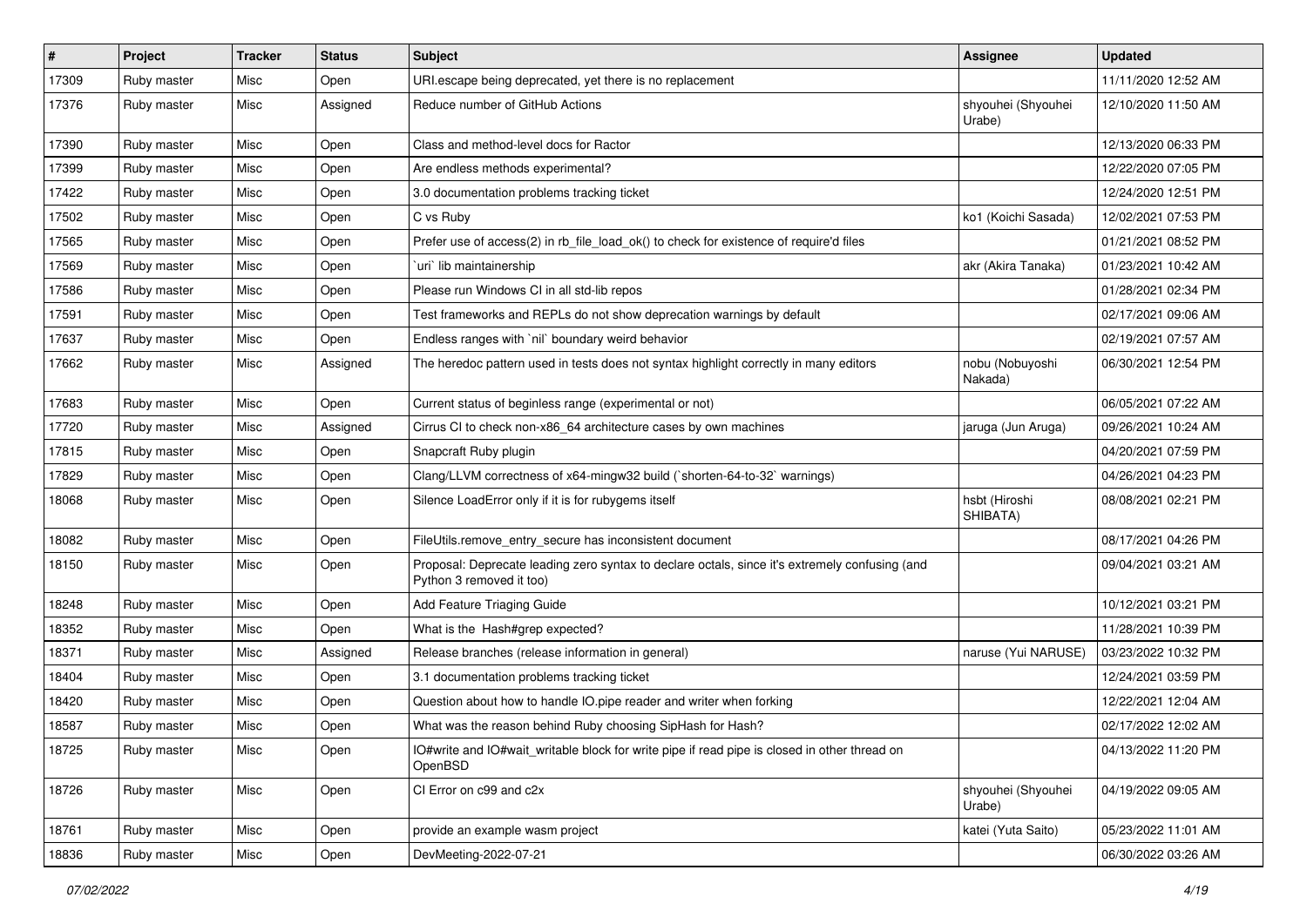| # | Project | Tracker | Status | Subject | Assignee | Updated |
|---|---|---|---|---|---|---|
| 17309 | Ruby master | Misc | Open | URI.escape being deprecated, yet there is no replacement | | 11/11/2020 12:52 AM |
| 17376 | Ruby master | Misc | Assigned | Reduce number of GitHub Actions | shyouhei (Shyouhei Urabe) | 12/10/2020 11:50 AM |
| 17390 | Ruby master | Misc | Open | Class and method-level docs for Ractor | | 12/13/2020 06:33 PM |
| 17399 | Ruby master | Misc | Open | Are endless methods experimental? | | 12/22/2020 07:05 PM |
| 17422 | Ruby master | Misc | Open | 3.0 documentation problems tracking ticket | | 12/24/2020 12:51 PM |
| 17502 | Ruby master | Misc | Open | C vs Ruby | ko1 (Koichi Sasada) | 12/02/2021 07:53 PM |
| 17565 | Ruby master | Misc | Open | Prefer use of access(2) in rb_file_load_ok() to check for existence of require'd files | | 01/21/2021 08:52 PM |
| 17569 | Ruby master | Misc | Open | `uri` lib maintainership | akr (Akira Tanaka) | 01/23/2021 10:42 AM |
| 17586 | Ruby master | Misc | Open | Please run Windows CI in all std-lib repos | | 01/28/2021 02:34 PM |
| 17591 | Ruby master | Misc | Open | Test frameworks and REPLs do not show deprecation warnings by default | | 02/17/2021 09:06 AM |
| 17637 | Ruby master | Misc | Open | Endless ranges with `nil` boundary weird behavior | | 02/19/2021 07:57 AM |
| 17662 | Ruby master | Misc | Assigned | The heredoc pattern used in tests does not syntax highlight correctly in many editors | nobu (Nobuyoshi Nakada) | 06/30/2021 12:54 PM |
| 17683 | Ruby master | Misc | Open | Current status of beginless range (experimental or not) | | 06/05/2021 07:22 AM |
| 17720 | Ruby master | Misc | Assigned | Cirrus CI to check non-x86_64 architecture cases by own machines | jaruga (Jun Aruga) | 09/26/2021 10:24 AM |
| 17815 | Ruby master | Misc | Open | Snapcraft Ruby plugin | | 04/20/2021 07:59 PM |
| 17829 | Ruby master | Misc | Open | Clang/LLVM correctness of x64-mingw32 build (`shorten-64-to-32` warnings) | | 04/26/2021 04:23 PM |
| 18068 | Ruby master | Misc | Open | Silence LoadError only if it is for rubygems itself | hsbt (Hiroshi SHIBATA) | 08/08/2021 02:21 PM |
| 18082 | Ruby master | Misc | Open | FileUtils.remove_entry_secure has inconsistent document | | 08/17/2021 04:26 PM |
| 18150 | Ruby master | Misc | Open | Proposal: Deprecate leading zero syntax to declare octals, since it's extremely confusing (and Python 3 removed it too) | | 09/04/2021 03:21 AM |
| 18248 | Ruby master | Misc | Open | Add Feature Triaging Guide | | 10/12/2021 03:21 PM |
| 18352 | Ruby master | Misc | Open | What is the Hash#grep expected? | | 11/28/2021 10:39 PM |
| 18371 | Ruby master | Misc | Assigned | Release branches (release information in general) | naruse (Yui NARUSE) | 03/23/2022 10:32 PM |
| 18404 | Ruby master | Misc | Open | 3.1 documentation problems tracking ticket | | 12/24/2021 03:59 PM |
| 18420 | Ruby master | Misc | Open | Question about how to handle IO.pipe reader and writer when forking | | 12/22/2021 12:04 AM |
| 18587 | Ruby master | Misc | Open | What was the reason behind Ruby choosing SipHash for Hash? | | 02/17/2022 12:02 AM |
| 18725 | Ruby master | Misc | Open | IO#write and IO#wait_writable block for write pipe if read pipe is closed in other thread on OpenBSD | | 04/13/2022 11:20 PM |
| 18726 | Ruby master | Misc | Open | CI Error on c99 and c2x | shyouhei (Shyouhei Urabe) | 04/19/2022 09:05 AM |
| 18761 | Ruby master | Misc | Open | provide an example wasm project | katei (Yuta Saito) | 05/23/2022 11:01 AM |
| 18836 | Ruby master | Misc | Open | DevMeeting-2022-07-21 | | 06/30/2022 03:26 AM |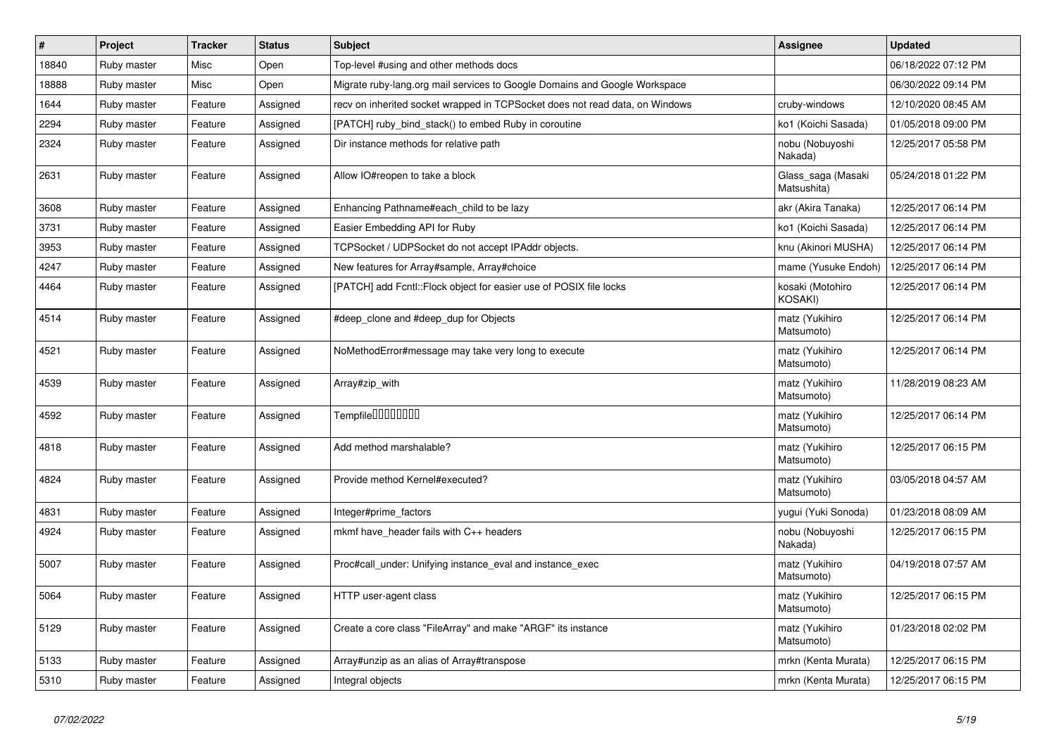| # | Project | Tracker | Status | Subject | Assignee | Updated |
|---|---|---|---|---|---|---|
| 18840 | Ruby master | Misc | Open | Top-level #using and other methods docs | | 06/18/2022 07:12 PM |
| 18888 | Ruby master | Misc | Open | Migrate ruby-lang.org mail services to Google Domains and Google Workspace | | 06/30/2022 09:14 PM |
| 1644 | Ruby master | Feature | Assigned | recv on inherited socket wrapped in TCPSocket does not read data, on Windows | cruby-windows | 12/10/2020 08:45 AM |
| 2294 | Ruby master | Feature | Assigned | [PATCH] ruby_bind_stack() to embed Ruby in coroutine | ko1 (Koichi Sasada) | 01/05/2018 09:00 PM |
| 2324 | Ruby master | Feature | Assigned | Dir instance methods for relative path | nobu (Nobuyoshi Nakada) | 12/25/2017 05:58 PM |
| 2631 | Ruby master | Feature | Assigned | Allow IO#reopen to take a block | Glass_saga (Masaki Matsushita) | 05/24/2018 01:22 PM |
| 3608 | Ruby master | Feature | Assigned | Enhancing Pathname#each_child to be lazy | akr (Akira Tanaka) | 12/25/2017 06:14 PM |
| 3731 | Ruby master | Feature | Assigned | Easier Embedding API for Ruby | ko1 (Koichi Sasada) | 12/25/2017 06:14 PM |
| 3953 | Ruby master | Feature | Assigned | TCPSocket / UDPSocket do not accept IPAddr objects. | knu (Akinori MUSHA) | 12/25/2017 06:14 PM |
| 4247 | Ruby master | Feature | Assigned | New features for Array#sample, Array#choice | mame (Yusuke Endoh) | 12/25/2017 06:14 PM |
| 4464 | Ruby master | Feature | Assigned | [PATCH] add Fcntl::Flock object for easier use of POSIX file locks | kosaki (Motohiro KOSAKI) | 12/25/2017 06:14 PM |
| 4514 | Ruby master | Feature | Assigned | #deep_clone and #deep_dup for Objects | matz (Yukihiro Matsumoto) | 12/25/2017 06:14 PM |
| 4521 | Ruby master | Feature | Assigned | NoMethodError#message may take very long to execute | matz (Yukihiro Matsumoto) | 12/25/2017 06:14 PM |
| 4539 | Ruby master | Feature | Assigned | Array#zip_with | matz (Yukihiro Matsumoto) | 11/28/2019 08:23 AM |
| 4592 | Ruby master | Feature | Assigned | Tempfile�������� | matz (Yukihiro Matsumoto) | 12/25/2017 06:14 PM |
| 4818 | Ruby master | Feature | Assigned | Add method marshalable? | matz (Yukihiro Matsumoto) | 12/25/2017 06:15 PM |
| 4824 | Ruby master | Feature | Assigned | Provide method Kernel#executed? | matz (Yukihiro Matsumoto) | 03/05/2018 04:57 AM |
| 4831 | Ruby master | Feature | Assigned | Integer#prime_factors | yugui (Yuki Sonoda) | 01/23/2018 08:09 AM |
| 4924 | Ruby master | Feature | Assigned | mkmf have_header fails with C++ headers | nobu (Nobuyoshi Nakada) | 12/25/2017 06:15 PM |
| 5007 | Ruby master | Feature | Assigned | Proc#call_under: Unifying instance_eval and instance_exec | matz (Yukihiro Matsumoto) | 04/19/2018 07:57 AM |
| 5064 | Ruby master | Feature | Assigned | HTTP user-agent class | matz (Yukihiro Matsumoto) | 12/25/2017 06:15 PM |
| 5129 | Ruby master | Feature | Assigned | Create a core class "FileArray" and make "ARGF" its instance | matz (Yukihiro Matsumoto) | 01/23/2018 02:02 PM |
| 5133 | Ruby master | Feature | Assigned | Array#unzip as an alias of Array#transpose | mrkn (Kenta Murata) | 12/25/2017 06:15 PM |
| 5310 | Ruby master | Feature | Assigned | Integral objects | mrkn (Kenta Murata) | 12/25/2017 06:15 PM |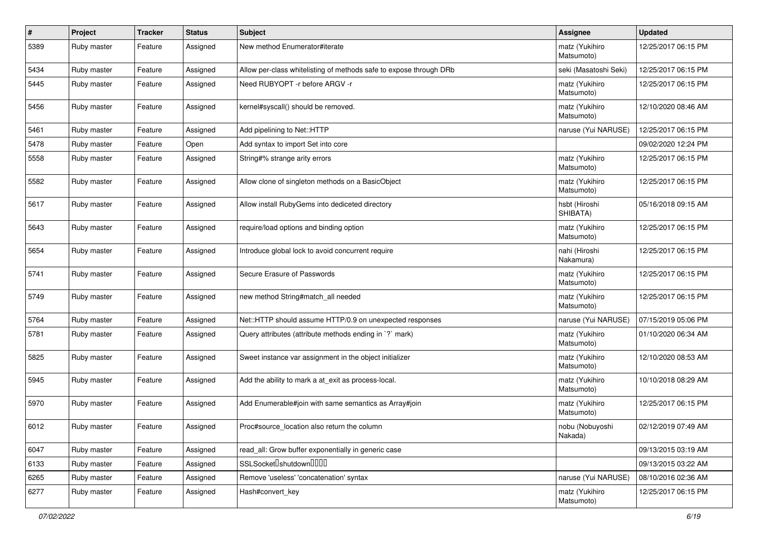| # | Project | Tracker | Status | Subject | Assignee | Updated |
| --- | --- | --- | --- | --- | --- | --- |
| 5389 | Ruby master | Feature | Assigned | New method Enumerator#iterate | matz (Yukihiro Matsumoto) | 12/25/2017 06:15 PM |
| 5434 | Ruby master | Feature | Assigned | Allow per-class whitelisting of methods safe to expose through DRb | seki (Masatoshi Seki) | 12/25/2017 06:15 PM |
| 5445 | Ruby master | Feature | Assigned | Need RUBYOPT -r before ARGV -r | matz (Yukihiro Matsumoto) | 12/25/2017 06:15 PM |
| 5456 | Ruby master | Feature | Assigned | kernel#syscall() should be removed. | matz (Yukihiro Matsumoto) | 12/10/2020 08:46 AM |
| 5461 | Ruby master | Feature | Assigned | Add pipelining to Net::HTTP | naruse (Yui NARUSE) | 12/25/2017 06:15 PM |
| 5478 | Ruby master | Feature | Open | Add syntax to import Set into core | | 09/02/2020 12:24 PM |
| 5558 | Ruby master | Feature | Assigned | String#% strange arity errors | matz (Yukihiro Matsumoto) | 12/25/2017 06:15 PM |
| 5582 | Ruby master | Feature | Assigned | Allow clone of singleton methods on a BasicObject | matz (Yukihiro Matsumoto) | 12/25/2017 06:15 PM |
| 5617 | Ruby master | Feature | Assigned | Allow install RubyGems into dediceted directory | hsbt (Hiroshi SHIBATA) | 05/16/2018 09:15 AM |
| 5643 | Ruby master | Feature | Assigned | require/load options and binding option | matz (Yukihiro Matsumoto) | 12/25/2017 06:15 PM |
| 5654 | Ruby master | Feature | Assigned | Introduce global lock to avoid concurrent require | nahi (Hiroshi Nakamura) | 12/25/2017 06:15 PM |
| 5741 | Ruby master | Feature | Assigned | Secure Erasure of Passwords | matz (Yukihiro Matsumoto) | 12/25/2017 06:15 PM |
| 5749 | Ruby master | Feature | Assigned | new method String#match_all needed | matz (Yukihiro Matsumoto) | 12/25/2017 06:15 PM |
| 5764 | Ruby master | Feature | Assigned | Net::HTTP should assume HTTP/0.9 on unexpected responses | naruse (Yui NARUSE) | 07/15/2019 05:06 PM |
| 5781 | Ruby master | Feature | Assigned | Query attributes (attribute methods ending in `?` mark) | matz (Yukihiro Matsumoto) | 01/10/2020 06:34 AM |
| 5825 | Ruby master | Feature | Assigned | Sweet instance var assignment in the object initializer | matz (Yukihiro Matsumoto) | 12/10/2020 08:53 AM |
| 5945 | Ruby master | Feature | Assigned | Add the ability to mark a at_exit as process-local. | matz (Yukihiro Matsumoto) | 10/10/2018 08:29 AM |
| 5970 | Ruby master | Feature | Assigned | Add Enumerable#join with same semantics as Array#join | matz (Yukihiro Matsumoto) | 12/25/2017 06:15 PM |
| 6012 | Ruby master | Feature | Assigned | Proc#source_location also return the column | nobu (Nobuyoshi Nakada) | 02/12/2019 07:49 AM |
| 6047 | Ruby master | Feature | Assigned | read_all: Grow buffer exponentially in generic case | | 09/13/2015 03:19 AM |
| 6133 | Ruby master | Feature | Assigned | SSLSocket�shutdown���� | | 09/13/2015 03:22 AM |
| 6265 | Ruby master | Feature | Assigned | Remove 'useless' 'concatenation' syntax | naruse (Yui NARUSE) | 08/10/2016 02:36 AM |
| 6277 | Ruby master | Feature | Assigned | Hash#convert_key | matz (Yukihiro Matsumoto) | 12/25/2017 06:15 PM |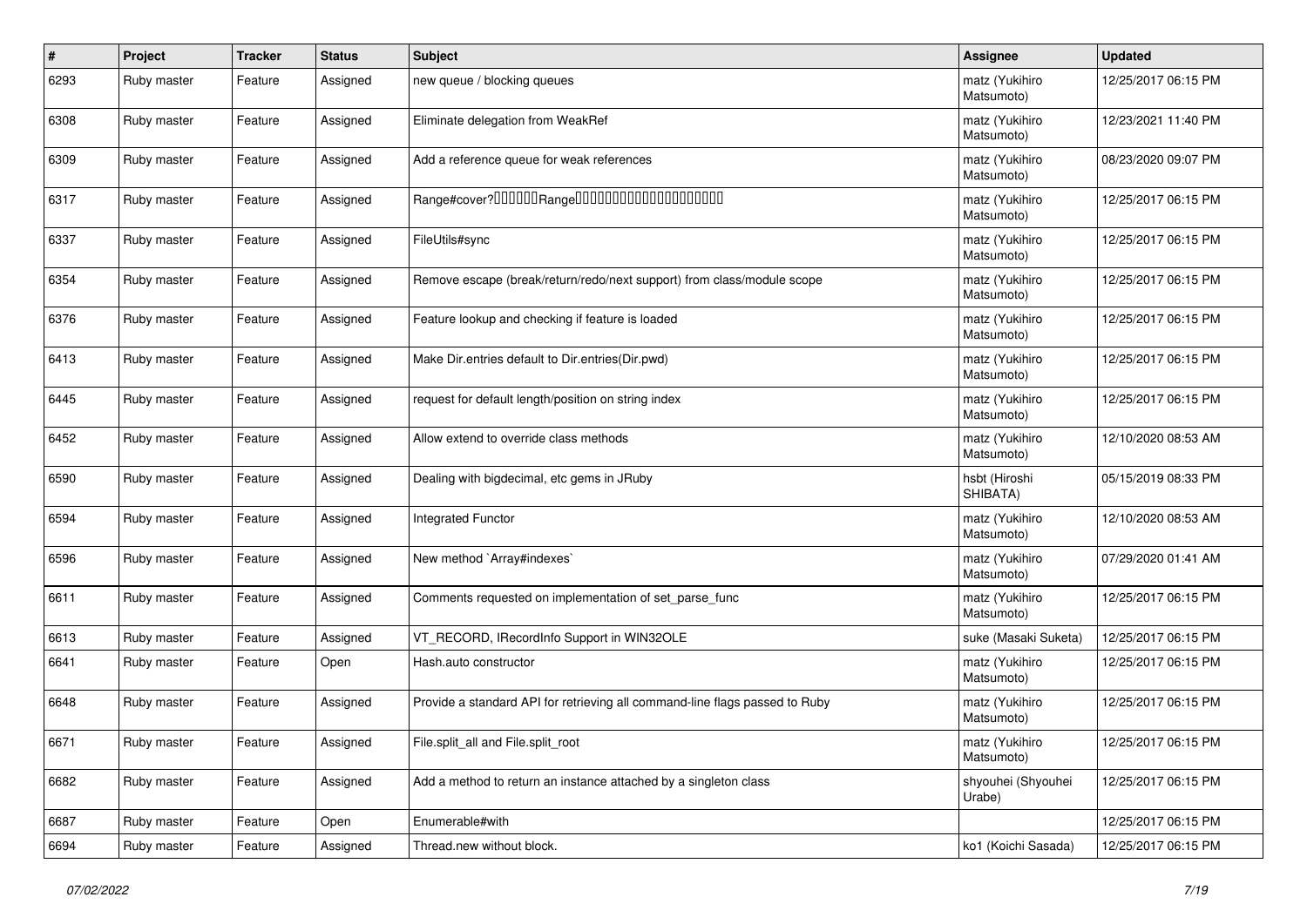| # | Project | Tracker | Status | Subject | Assignee | Updated |
|---|---|---|---|---|---|---|
| 6293 | Ruby master | Feature | Assigned | new queue / blocking queues | matz (Yukihiro Matsumoto) | 12/25/2017 06:15 PM |
| 6308 | Ruby master | Feature | Assigned | Eliminate delegation from WeakRef | matz (Yukihiro Matsumoto) | 12/23/2021 11:40 PM |
| 6309 | Ruby master | Feature | Assigned | Add a reference queue for weak references | matz (Yukihiro Matsumoto) | 08/23/2020 09:07 PM |
| 6317 | Ruby master | Feature | Assigned | Range#cover?������Range�������������������� | matz (Yukihiro Matsumoto) | 12/25/2017 06:15 PM |
| 6337 | Ruby master | Feature | Assigned | FileUtils#sync | matz (Yukihiro Matsumoto) | 12/25/2017 06:15 PM |
| 6354 | Ruby master | Feature | Assigned | Remove escape (break/return/redo/next support) from class/module scope | matz (Yukihiro Matsumoto) | 12/25/2017 06:15 PM |
| 6376 | Ruby master | Feature | Assigned | Feature lookup and checking if feature is loaded | matz (Yukihiro Matsumoto) | 12/25/2017 06:15 PM |
| 6413 | Ruby master | Feature | Assigned | Make Dir.entries default to Dir.entries(Dir.pwd) | matz (Yukihiro Matsumoto) | 12/25/2017 06:15 PM |
| 6445 | Ruby master | Feature | Assigned | request for default length/position on string index | matz (Yukihiro Matsumoto) | 12/25/2017 06:15 PM |
| 6452 | Ruby master | Feature | Assigned | Allow extend to override class methods | matz (Yukihiro Matsumoto) | 12/10/2020 08:53 AM |
| 6590 | Ruby master | Feature | Assigned | Dealing with bigdecimal, etc gems in JRuby | hsbt (Hiroshi SHIBATA) | 05/15/2019 08:33 PM |
| 6594 | Ruby master | Feature | Assigned | Integrated Functor | matz (Yukihiro Matsumoto) | 12/10/2020 08:53 AM |
| 6596 | Ruby master | Feature | Assigned | New method `Array#indexes` | matz (Yukihiro Matsumoto) | 07/29/2020 01:41 AM |
| 6611 | Ruby master | Feature | Assigned | Comments requested on implementation of set_parse_func | matz (Yukihiro Matsumoto) | 12/25/2017 06:15 PM |
| 6613 | Ruby master | Feature | Assigned | VT_RECORD, IRecordInfo Support in WIN32OLE | suke (Masaki Suketa) | 12/25/2017 06:15 PM |
| 6641 | Ruby master | Feature | Open | Hash.auto constructor | matz (Yukihiro Matsumoto) | 12/25/2017 06:15 PM |
| 6648 | Ruby master | Feature | Assigned | Provide a standard API for retrieving all command-line flags passed to Ruby | matz (Yukihiro Matsumoto) | 12/25/2017 06:15 PM |
| 6671 | Ruby master | Feature | Assigned | File.split_all and File.split_root | matz (Yukihiro Matsumoto) | 12/25/2017 06:15 PM |
| 6682 | Ruby master | Feature | Assigned | Add a method to return an instance attached by a singleton class | shyouhei (Shyouhei Urabe) | 12/25/2017 06:15 PM |
| 6687 | Ruby master | Feature | Open | Enumerable#with | | 12/25/2017 06:15 PM |
| 6694 | Ruby master | Feature | Assigned | Thread.new without block. | ko1 (Koichi Sasada) | 12/25/2017 06:15 PM |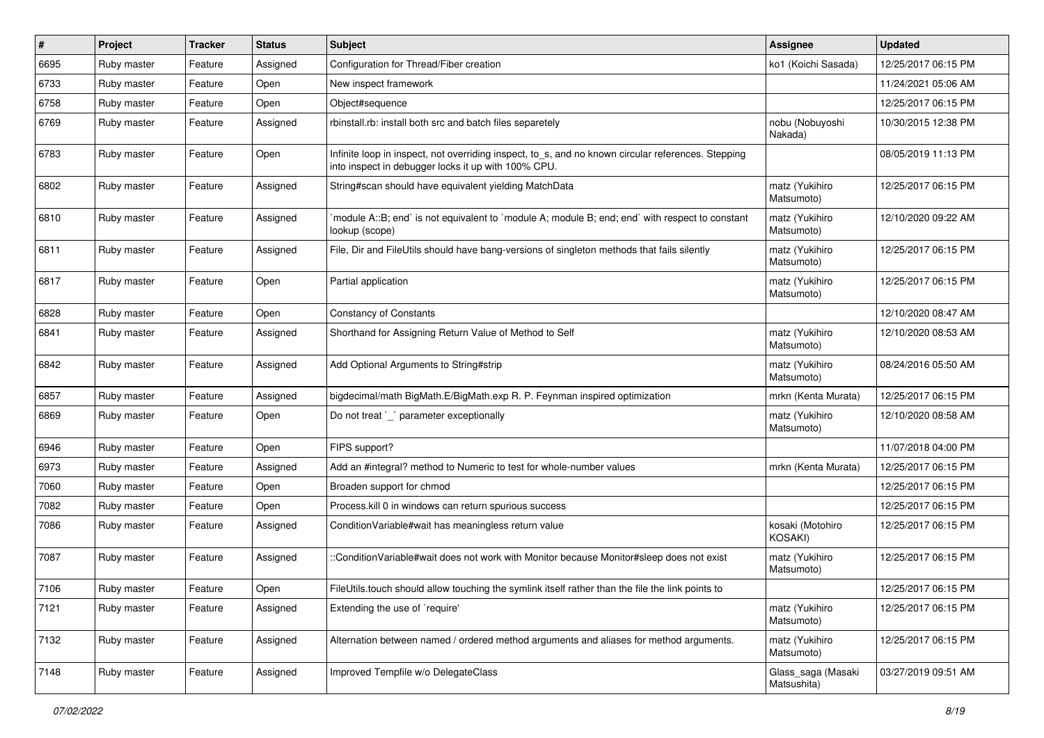| # | Project | Tracker | Status | Subject | Assignee | Updated |
|---|---|---|---|---|---|---|
| 6695 | Ruby master | Feature | Assigned | Configuration for Thread/Fiber creation | ko1 (Koichi Sasada) | 12/25/2017 06:15 PM |
| 6733 | Ruby master | Feature | Open | New inspect framework | | 11/24/2021 05:06 AM |
| 6758 | Ruby master | Feature | Open | Object#sequence | | 12/25/2017 06:15 PM |
| 6769 | Ruby master | Feature | Assigned | rbinstall.rb: install both src and batch files separetely | nobu (Nobuyoshi Nakada) | 10/30/2015 12:38 PM |
| 6783 | Ruby master | Feature | Open | Infinite loop in inspect, not overriding inspect, to_s, and no known circular references. Stepping into inspect in debugger locks it up with 100% CPU. | | 08/05/2019 11:13 PM |
| 6802 | Ruby master | Feature | Assigned | String#scan should have equivalent yielding MatchData | matz (Yukihiro Matsumoto) | 12/25/2017 06:15 PM |
| 6810 | Ruby master | Feature | Assigned | `module A::B; end` is not equivalent to `module A; module B; end; end` with respect to constant lookup (scope) | matz (Yukihiro Matsumoto) | 12/10/2020 09:22 AM |
| 6811 | Ruby master | Feature | Assigned | File, Dir and FileUtils should have bang-versions of singleton methods that fails silently | matz (Yukihiro Matsumoto) | 12/25/2017 06:15 PM |
| 6817 | Ruby master | Feature | Open | Partial application | matz (Yukihiro Matsumoto) | 12/25/2017 06:15 PM |
| 6828 | Ruby master | Feature | Open | Constancy of Constants | | 12/10/2020 08:47 AM |
| 6841 | Ruby master | Feature | Assigned | Shorthand for Assigning Return Value of Method to Self | matz (Yukihiro Matsumoto) | 12/10/2020 08:53 AM |
| 6842 | Ruby master | Feature | Assigned | Add Optional Arguments to String#strip | matz (Yukihiro Matsumoto) | 08/24/2016 05:50 AM |
| 6857 | Ruby master | Feature | Assigned | bigdecimal/math BigMath.E/BigMath.exp R. P. Feynman inspired optimization | mrkn (Kenta Murata) | 12/25/2017 06:15 PM |
| 6869 | Ruby master | Feature | Open | Do not treat `_` parameter exceptionally | matz (Yukihiro Matsumoto) | 12/10/2020 08:58 AM |
| 6946 | Ruby master | Feature | Open | FIPS support? | | 11/07/2018 04:00 PM |
| 6973 | Ruby master | Feature | Assigned | Add an #integral? method to Numeric to test for whole-number values | mrkn (Kenta Murata) | 12/25/2017 06:15 PM |
| 7060 | Ruby master | Feature | Open | Broaden support for chmod | | 12/25/2017 06:15 PM |
| 7082 | Ruby master | Feature | Open | Process.kill 0 in windows can return spurious success | | 12/25/2017 06:15 PM |
| 7086 | Ruby master | Feature | Assigned | ConditionVariable#wait has meaningless return value | kosaki (Motohiro KOSAKI) | 12/25/2017 06:15 PM |
| 7087 | Ruby master | Feature | Assigned | ::ConditionVariable#wait does not work with Monitor because Monitor#sleep does not exist | matz (Yukihiro Matsumoto) | 12/25/2017 06:15 PM |
| 7106 | Ruby master | Feature | Open | FileUtils.touch should allow touching the symlink itself rather than the file the link points to | | 12/25/2017 06:15 PM |
| 7121 | Ruby master | Feature | Assigned | Extending the use of `require' | matz (Yukihiro Matsumoto) | 12/25/2017 06:15 PM |
| 7132 | Ruby master | Feature | Assigned | Alternation between named / ordered method arguments and aliases for method arguments. | matz (Yukihiro Matsumoto) | 12/25/2017 06:15 PM |
| 7148 | Ruby master | Feature | Assigned | Improved Tempfile w/o DelegateClass | Glass_saga (Masaki Matsushita) | 03/27/2019 09:51 AM |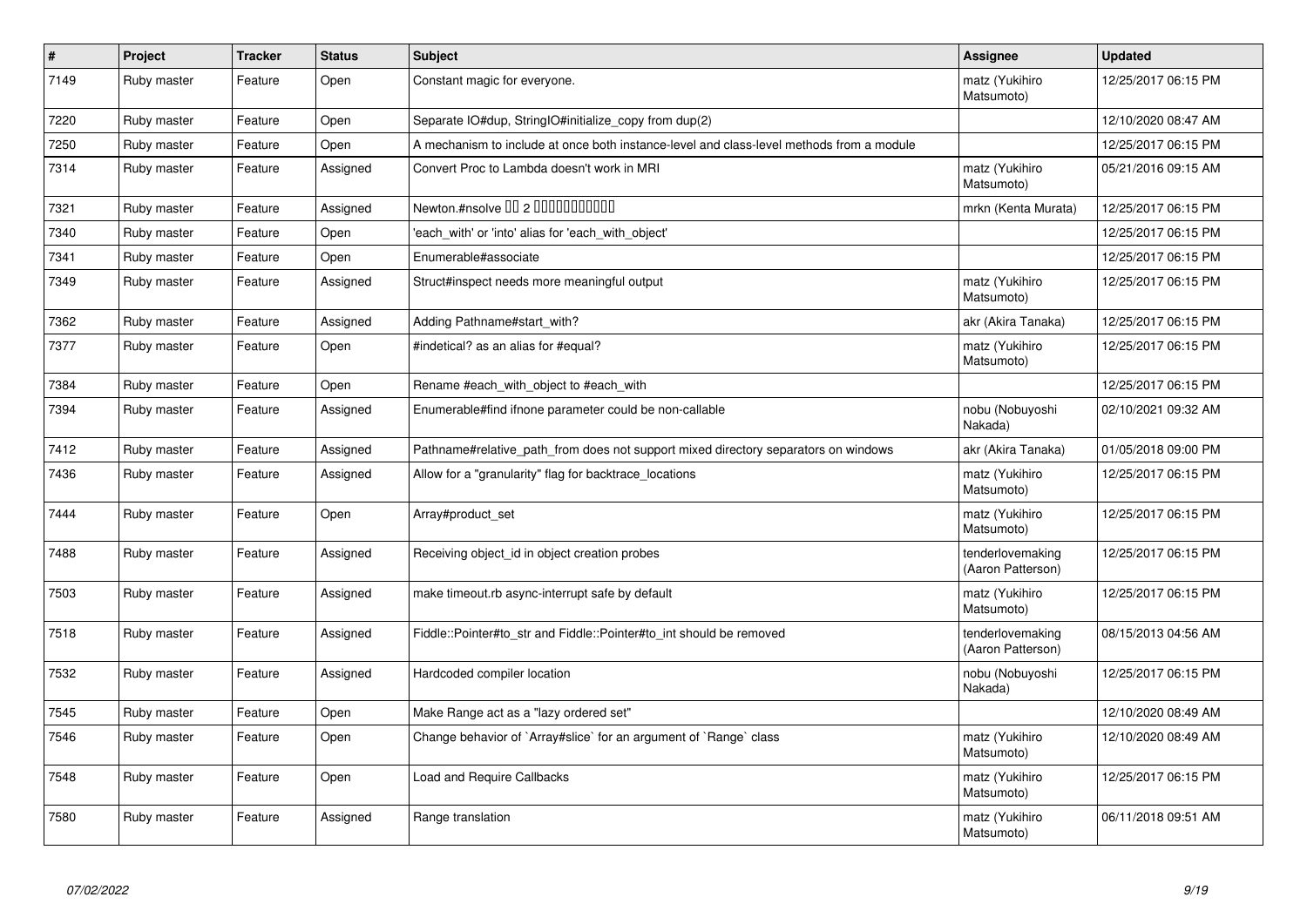| # | Project | Tracker | Status | Subject | Assignee | Updated |
|---|---|---|---|---|---|---|
| 7149 | Ruby master | Feature | Open | Constant magic for everyone. | matz (Yukihiro Matsumoto) | 12/25/2017 06:15 PM |
| 7220 | Ruby master | Feature | Open | Separate IO#dup, StringIO#initialize_copy from dup(2) | | 12/10/2020 08:47 AM |
| 7250 | Ruby master | Feature | Open | A mechanism to include at once both instance-level and class-level methods from a module | | 12/25/2017 06:15 PM |
| 7314 | Ruby master | Feature | Assigned | Convert Proc to Lambda doesn't work in MRI | matz (Yukihiro Matsumoto) | 05/21/2016 09:15 AM |
| 7321 | Ruby master | Feature | Assigned | Newton.#nsolve 00 2 00000000000 | mrkn (Kenta Murata) | 12/25/2017 06:15 PM |
| 7340 | Ruby master | Feature | Open | 'each_with' or 'into' alias for 'each_with_object' | | 12/25/2017 06:15 PM |
| 7341 | Ruby master | Feature | Open | Enumerable#associate | | 12/25/2017 06:15 PM |
| 7349 | Ruby master | Feature | Assigned | Struct#inspect needs more meaningful output | matz (Yukihiro Matsumoto) | 12/25/2017 06:15 PM |
| 7362 | Ruby master | Feature | Assigned | Adding Pathname#start_with? | akr (Akira Tanaka) | 12/25/2017 06:15 PM |
| 7377 | Ruby master | Feature | Open | #indetical? as an alias for #equal? | matz (Yukihiro Matsumoto) | 12/25/2017 06:15 PM |
| 7384 | Ruby master | Feature | Open | Rename #each_with_object to #each_with | | 12/25/2017 06:15 PM |
| 7394 | Ruby master | Feature | Assigned | Enumerable#find ifnone parameter could be non-callable | nobu (Nobuyoshi Nakada) | 02/10/2021 09:32 AM |
| 7412 | Ruby master | Feature | Assigned | Pathname#relative_path_from does not support mixed directory separators on windows | akr (Akira Tanaka) | 01/05/2018 09:00 PM |
| 7436 | Ruby master | Feature | Assigned | Allow for a "granularity" flag for backtrace_locations | matz (Yukihiro Matsumoto) | 12/25/2017 06:15 PM |
| 7444 | Ruby master | Feature | Open | Array#product_set | matz (Yukihiro Matsumoto) | 12/25/2017 06:15 PM |
| 7488 | Ruby master | Feature | Assigned | Receiving object_id in object creation probes | tenderlovemaking (Aaron Patterson) | 12/25/2017 06:15 PM |
| 7503 | Ruby master | Feature | Assigned | make timeout.rb async-interrupt safe by default | matz (Yukihiro Matsumoto) | 12/25/2017 06:15 PM |
| 7518 | Ruby master | Feature | Assigned | Fiddle::Pointer#to_str and Fiddle::Pointer#to_int should be removed | tenderlovemaking (Aaron Patterson) | 08/15/2013 04:56 AM |
| 7532 | Ruby master | Feature | Assigned | Hardcoded compiler location | nobu (Nobuyoshi Nakada) | 12/25/2017 06:15 PM |
| 7545 | Ruby master | Feature | Open | Make Range act as a "lazy ordered set" | | 12/10/2020 08:49 AM |
| 7546 | Ruby master | Feature | Open | Change behavior of `Array#slice` for an argument of `Range` class | matz (Yukihiro Matsumoto) | 12/10/2020 08:49 AM |
| 7548 | Ruby master | Feature | Open | Load and Require Callbacks | matz (Yukihiro Matsumoto) | 12/25/2017 06:15 PM |
| 7580 | Ruby master | Feature | Assigned | Range translation | matz (Yukihiro Matsumoto) | 06/11/2018 09:51 AM |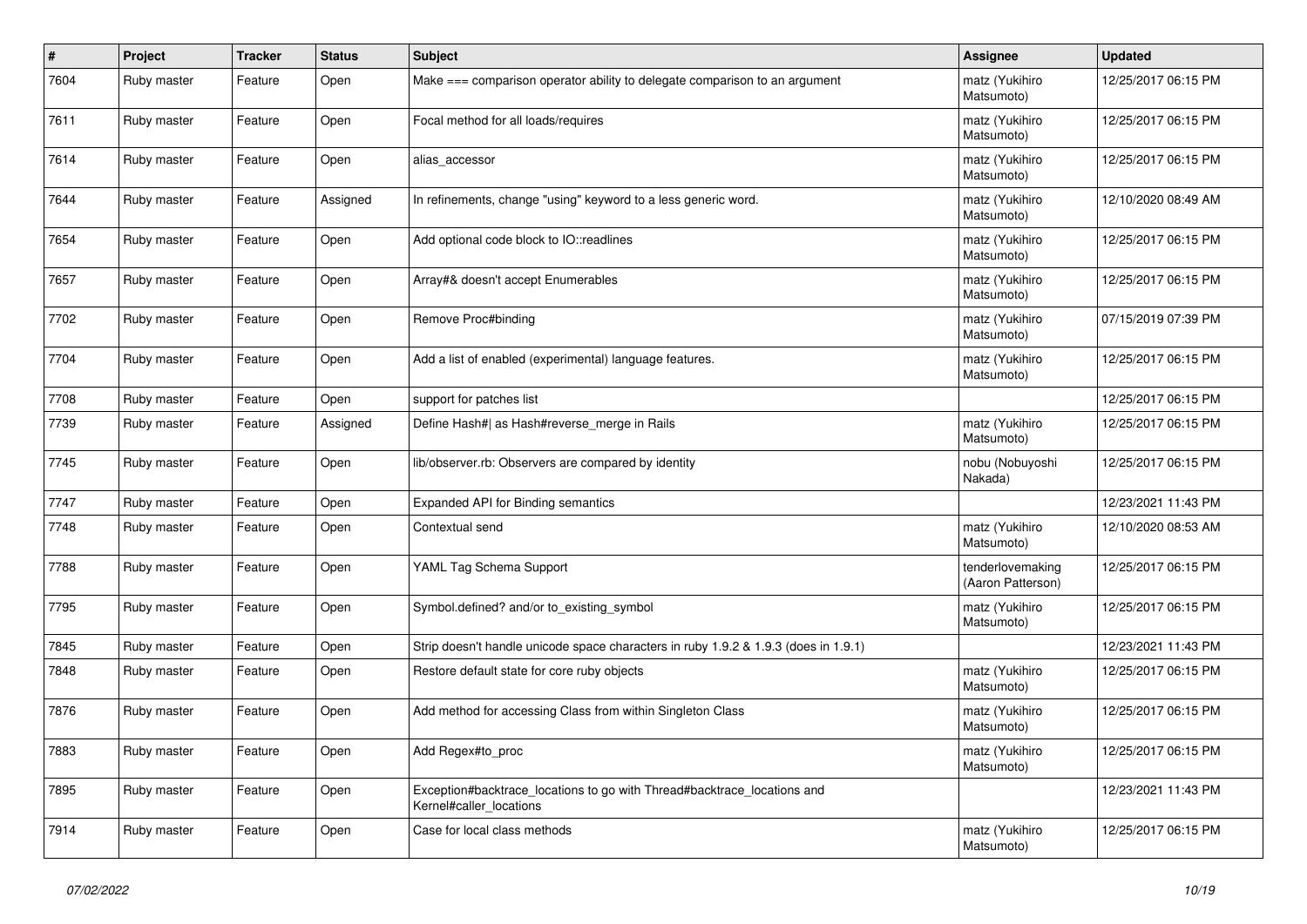| # | Project | Tracker | Status | Subject | Assignee | Updated |
|---|---|---|---|---|---|---|
| 7604 | Ruby master | Feature | Open | Make === comparison operator ability to delegate comparison to an argument | matz (Yukihiro Matsumoto) | 12/25/2017 06:15 PM |
| 7611 | Ruby master | Feature | Open | Focal method for all loads/requires | matz (Yukihiro Matsumoto) | 12/25/2017 06:15 PM |
| 7614 | Ruby master | Feature | Open | alias_accessor | matz (Yukihiro Matsumoto) | 12/25/2017 06:15 PM |
| 7644 | Ruby master | Feature | Assigned | In refinements, change "using" keyword to a less generic word. | matz (Yukihiro Matsumoto) | 12/10/2020 08:49 AM |
| 7654 | Ruby master | Feature | Open | Add optional code block to IO::readlines | matz (Yukihiro Matsumoto) | 12/25/2017 06:15 PM |
| 7657 | Ruby master | Feature | Open | Array#& doesn't accept Enumerables | matz (Yukihiro Matsumoto) | 12/25/2017 06:15 PM |
| 7702 | Ruby master | Feature | Open | Remove Proc#binding | matz (Yukihiro Matsumoto) | 07/15/2019 07:39 PM |
| 7704 | Ruby master | Feature | Open | Add a list of enabled (experimental) language features. | matz (Yukihiro Matsumoto) | 12/25/2017 06:15 PM |
| 7708 | Ruby master | Feature | Open | support for patches list | | 12/25/2017 06:15 PM |
| 7739 | Ruby master | Feature | Assigned | Define Hash#\| as Hash#reverse_merge in Rails | matz (Yukihiro Matsumoto) | 12/25/2017 06:15 PM |
| 7745 | Ruby master | Feature | Open | lib/observer.rb: Observers are compared by identity | nobu (Nobuyoshi Nakada) | 12/25/2017 06:15 PM |
| 7747 | Ruby master | Feature | Open | Expanded API for Binding semantics | | 12/23/2021 11:43 PM |
| 7748 | Ruby master | Feature | Open | Contextual send | matz (Yukihiro Matsumoto) | 12/10/2020 08:53 AM |
| 7788 | Ruby master | Feature | Open | YAML Tag Schema Support | tenderlovemaking (Aaron Patterson) | 12/25/2017 06:15 PM |
| 7795 | Ruby master | Feature | Open | Symbol.defined? and/or to_existing_symbol | matz (Yukihiro Matsumoto) | 12/25/2017 06:15 PM |
| 7845 | Ruby master | Feature | Open | Strip doesn't handle unicode space characters in ruby 1.9.2 & 1.9.3 (does in 1.9.1) | | 12/23/2021 11:43 PM |
| 7848 | Ruby master | Feature | Open | Restore default state for core ruby objects | matz (Yukihiro Matsumoto) | 12/25/2017 06:15 PM |
| 7876 | Ruby master | Feature | Open | Add method for accessing Class from within Singleton Class | matz (Yukihiro Matsumoto) | 12/25/2017 06:15 PM |
| 7883 | Ruby master | Feature | Open | Add Regex#to_proc | matz (Yukihiro Matsumoto) | 12/25/2017 06:15 PM |
| 7895 | Ruby master | Feature | Open | Exception#backtrace_locations to go with Thread#backtrace_locations and Kernel#caller_locations | | 12/23/2021 11:43 PM |
| 7914 | Ruby master | Feature | Open | Case for local class methods | matz (Yukihiro Matsumoto) | 12/25/2017 06:15 PM |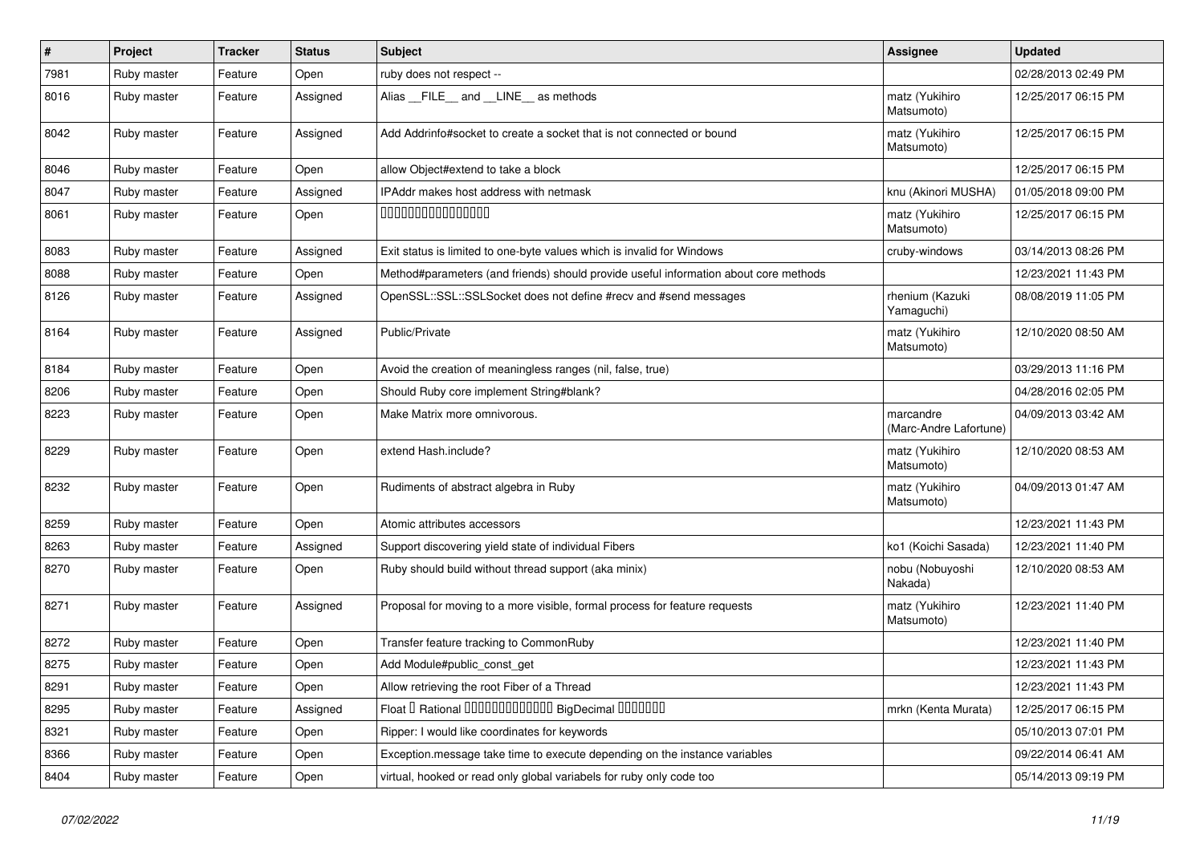| # | Project | Tracker | Status | Subject | Assignee | Updated |
|---|---|---|---|---|---|---|
| 7981 | Ruby master | Feature | Open | ruby does not respect -- | | 02/28/2013 02:49 PM |
| 8016 | Ruby master | Feature | Assigned | Alias __FILE__ and __LINE__ as methods | matz (Yukihiro Matsumoto) | 12/25/2017 06:15 PM |
| 8042 | Ruby master | Feature | Assigned | Add Addrinfo#socket to create a socket that is not connected or bound | matz (Yukihiro Matsumoto) | 12/25/2017 06:15 PM |
| 8046 | Ruby master | Feature | Open | allow Object#extend to take a block | | 12/25/2017 06:15 PM |
| 8047 | Ruby master | Feature | Assigned | IPAddr makes host address with netmask | knu (Akinori MUSHA) | 01/05/2018 09:00 PM |
| 8061 | Ruby master | Feature | Open | 0000000000000000 | matz (Yukihiro Matsumoto) | 12/25/2017 06:15 PM |
| 8083 | Ruby master | Feature | Assigned | Exit status is limited to one-byte values which is invalid for Windows | cruby-windows | 03/14/2013 08:26 PM |
| 8088 | Ruby master | Feature | Open | Method#parameters (and friends) should provide useful information about core methods | | 12/23/2021 11:43 PM |
| 8126 | Ruby master | Feature | Assigned | OpenSSL::SSL::SSLSocket does not define #recv and #send messages | rhenium (Kazuki Yamaguchi) | 08/08/2019 11:05 PM |
| 8164 | Ruby master | Feature | Assigned | Public/Private | matz (Yukihiro Matsumoto) | 12/10/2020 08:50 AM |
| 8184 | Ruby master | Feature | Open | Avoid the creation of meaningless ranges (nil, false, true) | | 03/29/2013 11:16 PM |
| 8206 | Ruby master | Feature | Open | Should Ruby core implement String#blank? | | 04/28/2016 02:05 PM |
| 8223 | Ruby master | Feature | Open | Make Matrix more omnivorous. | marcandre (Marc-Andre Lafortune) | 04/09/2013 03:42 AM |
| 8229 | Ruby master | Feature | Open | extend Hash.include? | matz (Yukihiro Matsumoto) | 12/10/2020 08:53 AM |
| 8232 | Ruby master | Feature | Open | Rudiments of abstract algebra in Ruby | matz (Yukihiro Matsumoto) | 04/09/2013 01:47 AM |
| 8259 | Ruby master | Feature | Open | Atomic attributes accessors | | 12/23/2021 11:43 PM |
| 8263 | Ruby master | Feature | Assigned | Support discovering yield state of individual Fibers | ko1 (Koichi Sasada) | 12/23/2021 11:40 PM |
| 8270 | Ruby master | Feature | Open | Ruby should build without thread support (aka minix) | nobu (Nobuyoshi Nakada) | 12/10/2020 08:53 AM |
| 8271 | Ruby master | Feature | Assigned | Proposal for moving to a more visible, formal process for feature requests | matz (Yukihiro Matsumoto) | 12/23/2021 11:40 PM |
| 8272 | Ruby master | Feature | Open | Transfer feature tracking to CommonRuby | | 12/23/2021 11:40 PM |
| 8275 | Ruby master | Feature | Open | Add Module#public_const_get | | 12/23/2021 11:43 PM |
| 8291 | Ruby master | Feature | Open | Allow retrieving the root Fiber of a Thread | | 12/23/2021 11:43 PM |
| 8295 | Ruby master | Feature | Assigned | Float 0 Rational 0000000000000 BigDecimal 0000000 | mrkn (Kenta Murata) | 12/25/2017 06:15 PM |
| 8321 | Ruby master | Feature | Open | Ripper: I would like coordinates for keywords | | 05/10/2013 07:01 PM |
| 8366 | Ruby master | Feature | Open | Exception.message take time to execute depending on the instance variables | | 09/22/2014 06:41 AM |
| 8404 | Ruby master | Feature | Open | virtual, hooked or read only global variabels for ruby only code too | | 05/14/2013 09:19 PM |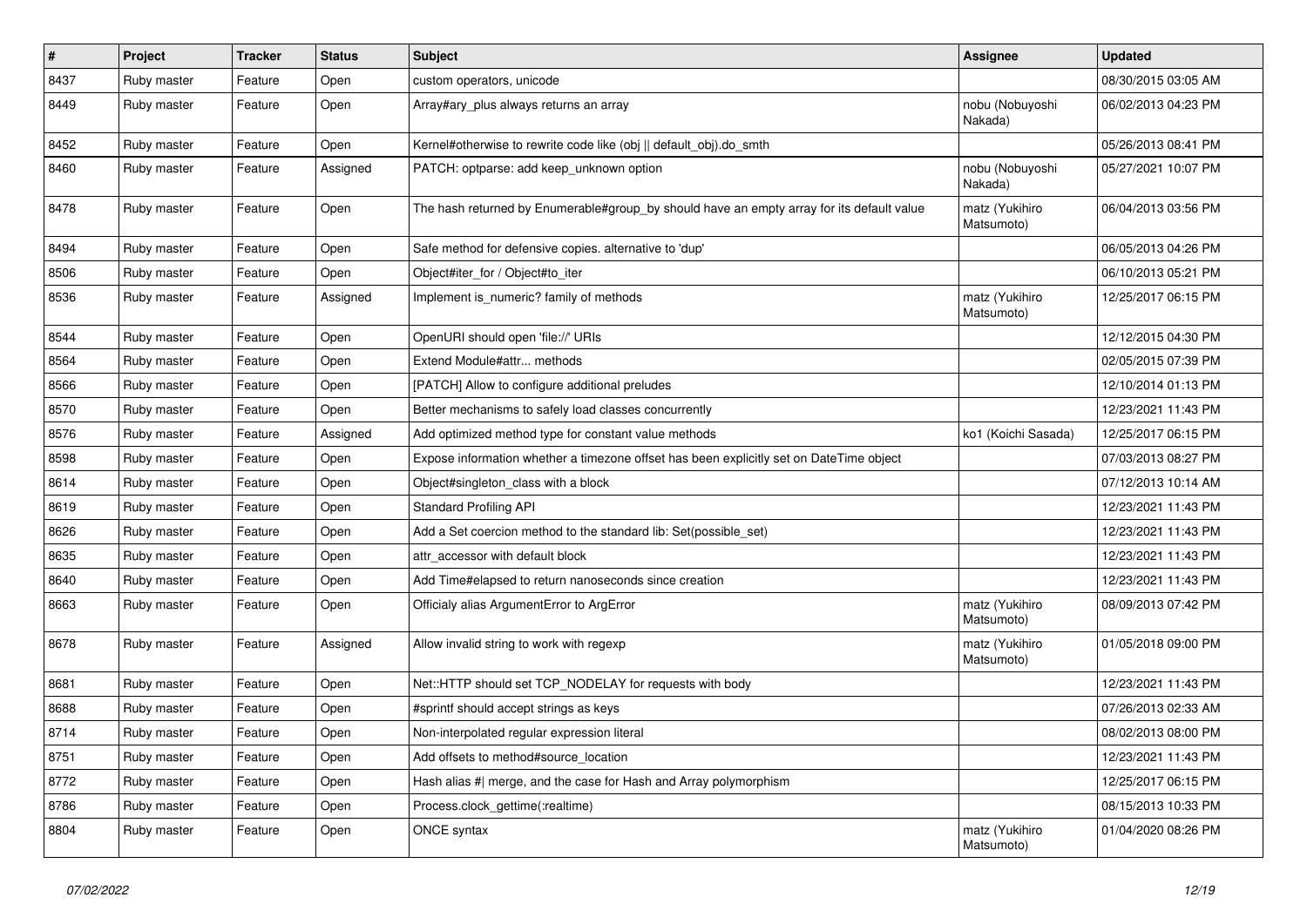| # | Project | Tracker | Status | Subject | Assignee | Updated |
|---|---|---|---|---|---|---|
| 8437 | Ruby master | Feature | Open | custom operators, unicode | | 08/30/2015 03:05 AM |
| 8449 | Ruby master | Feature | Open | Array#ary_plus always returns an array | nobu (Nobuyoshi Nakada) | 06/02/2013 04:23 PM |
| 8452 | Ruby master | Feature | Open | Kernel#otherwise to rewrite code like (obj \|\| default_obj).do_smth | | 05/26/2013 08:41 PM |
| 8460 | Ruby master | Feature | Assigned | PATCH: optparse: add keep_unknown option | nobu (Nobuyoshi Nakada) | 05/27/2021 10:07 PM |
| 8478 | Ruby master | Feature | Open | The hash returned by Enumerable#group_by should have an empty array for its default value | matz (Yukihiro Matsumoto) | 06/04/2013 03:56 PM |
| 8494 | Ruby master | Feature | Open | Safe method for defensive copies. alternative to 'dup' | | 06/05/2013 04:26 PM |
| 8506 | Ruby master | Feature | Open | Object#iter_for / Object#to_iter | | 06/10/2013 05:21 PM |
| 8536 | Ruby master | Feature | Assigned | Implement is_numeric? family of methods | matz (Yukihiro Matsumoto) | 12/25/2017 06:15 PM |
| 8544 | Ruby master | Feature | Open | OpenURI should open 'file://' URIs | | 12/12/2015 04:30 PM |
| 8564 | Ruby master | Feature | Open | Extend Module#attr... methods | | 02/05/2015 07:39 PM |
| 8566 | Ruby master | Feature | Open | [PATCH] Allow to configure additional preludes | | 12/10/2014 01:13 PM |
| 8570 | Ruby master | Feature | Open | Better mechanisms to safely load classes concurrently | | 12/23/2021 11:43 PM |
| 8576 | Ruby master | Feature | Assigned | Add optimized method type for constant value methods | ko1 (Koichi Sasada) | 12/25/2017 06:15 PM |
| 8598 | Ruby master | Feature | Open | Expose information whether a timezone offset has been explicitly set on DateTime object | | 07/03/2013 08:27 PM |
| 8614 | Ruby master | Feature | Open | Object#singleton_class with a block | | 07/12/2013 10:14 AM |
| 8619 | Ruby master | Feature | Open | Standard Profiling API | | 12/23/2021 11:43 PM |
| 8626 | Ruby master | Feature | Open | Add a Set coercion method to the standard lib: Set(possible_set) | | 12/23/2021 11:43 PM |
| 8635 | Ruby master | Feature | Open | attr_accessor with default block | | 12/23/2021 11:43 PM |
| 8640 | Ruby master | Feature | Open | Add Time#elapsed to return nanoseconds since creation | | 12/23/2021 11:43 PM |
| 8663 | Ruby master | Feature | Open | Officialy alias ArgumentError to ArgError | matz (Yukihiro Matsumoto) | 08/09/2013 07:42 PM |
| 8678 | Ruby master | Feature | Assigned | Allow invalid string to work with regexp | matz (Yukihiro Matsumoto) | 01/05/2018 09:00 PM |
| 8681 | Ruby master | Feature | Open | Net::HTTP should set TCP_NODELAY for requests with body | | 12/23/2021 11:43 PM |
| 8688 | Ruby master | Feature | Open | #sprintf should accept strings as keys | | 07/26/2013 02:33 AM |
| 8714 | Ruby master | Feature | Open | Non-interpolated regular expression literal | | 08/02/2013 08:00 PM |
| 8751 | Ruby master | Feature | Open | Add offsets to method#source_location | | 12/23/2021 11:43 PM |
| 8772 | Ruby master | Feature | Open | Hash alias #\| merge, and the case for Hash and Array polymorphism | | 12/25/2017 06:15 PM |
| 8786 | Ruby master | Feature | Open | Process.clock_gettime(:realtime) | | 08/15/2013 10:33 PM |
| 8804 | Ruby master | Feature | Open | ONCE syntax | matz (Yukihiro Matsumoto) | 01/04/2020 08:26 PM |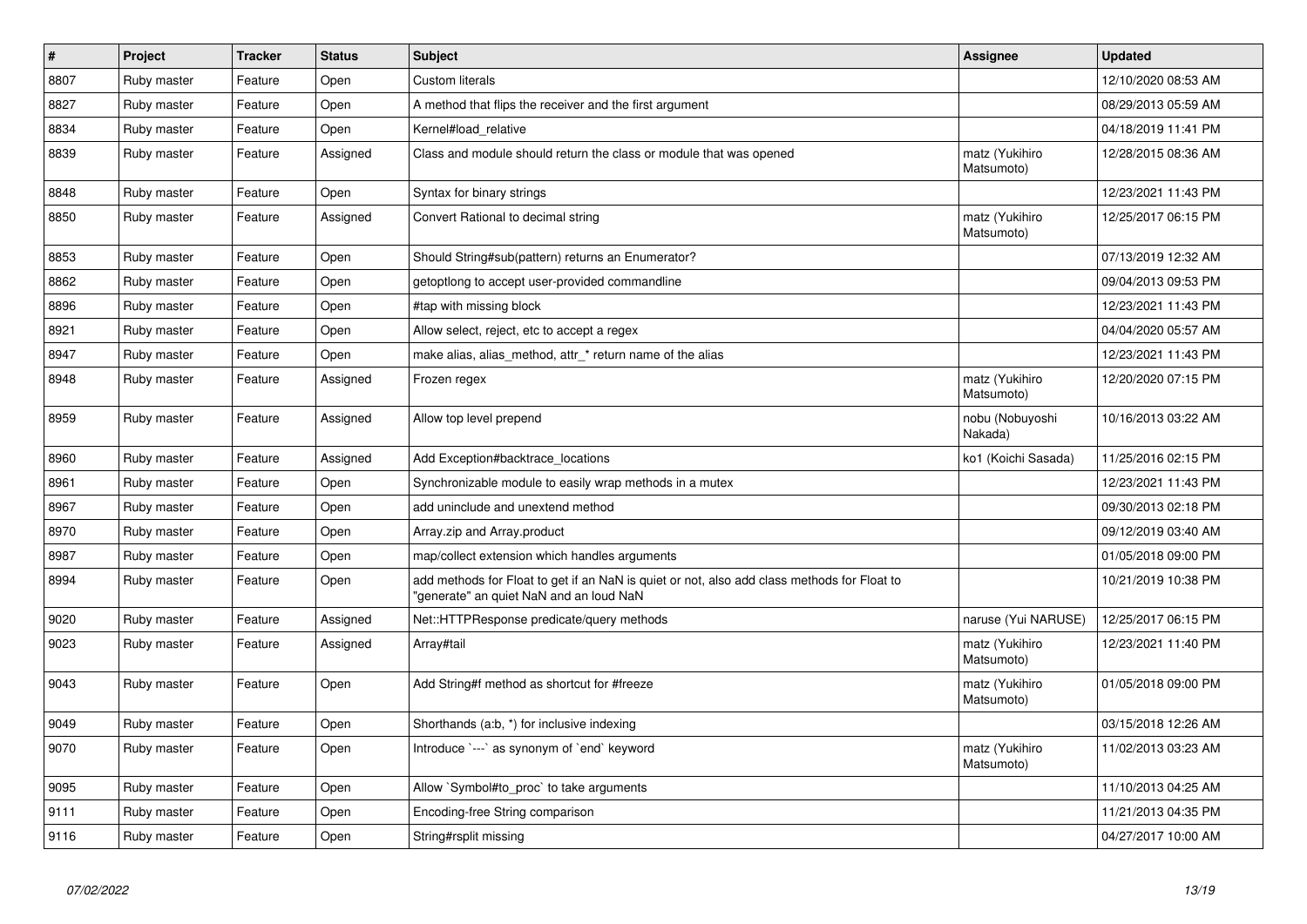| # | Project | Tracker | Status | Subject | Assignee | Updated |
| --- | --- | --- | --- | --- | --- | --- |
| 8807 | Ruby master | Feature | Open | Custom literals | | 12/10/2020 08:53 AM |
| 8827 | Ruby master | Feature | Open | A method that flips the receiver and the first argument | | 08/29/2013 05:59 AM |
| 8834 | Ruby master | Feature | Open | Kernel#load_relative | | 04/18/2019 11:41 PM |
| 8839 | Ruby master | Feature | Assigned | Class and module should return the class or module that was opened | matz (Yukihiro Matsumoto) | 12/28/2015 08:36 AM |
| 8848 | Ruby master | Feature | Open | Syntax for binary strings | | 12/23/2021 11:43 PM |
| 8850 | Ruby master | Feature | Assigned | Convert Rational to decimal string | matz (Yukihiro Matsumoto) | 12/25/2017 06:15 PM |
| 8853 | Ruby master | Feature | Open | Should String#sub(pattern) returns an Enumerator? | | 07/13/2019 12:32 AM |
| 8862 | Ruby master | Feature | Open | getoptlong to accept user-provided commandline | | 09/04/2013 09:53 PM |
| 8896 | Ruby master | Feature | Open | #tap with missing block | | 12/23/2021 11:43 PM |
| 8921 | Ruby master | Feature | Open | Allow select, reject, etc to accept a regex | | 04/04/2020 05:57 AM |
| 8947 | Ruby master | Feature | Open | make alias, alias_method, attr_* return name of the alias | | 12/23/2021 11:43 PM |
| 8948 | Ruby master | Feature | Assigned | Frozen regex | matz (Yukihiro Matsumoto) | 12/20/2020 07:15 PM |
| 8959 | Ruby master | Feature | Assigned | Allow top level prepend | nobu (Nobuyoshi Nakada) | 10/16/2013 03:22 AM |
| 8960 | Ruby master | Feature | Assigned | Add Exception#backtrace_locations | ko1 (Koichi Sasada) | 11/25/2016 02:15 PM |
| 8961 | Ruby master | Feature | Open | Synchronizable module to easily wrap methods in a mutex | | 12/23/2021 11:43 PM |
| 8967 | Ruby master | Feature | Open | add uninclude and unextend method | | 09/30/2013 02:18 PM |
| 8970 | Ruby master | Feature | Open | Array.zip and Array.product | | 09/12/2019 03:40 AM |
| 8987 | Ruby master | Feature | Open | map/collect extension which handles arguments | | 01/05/2018 09:00 PM |
| 8994 | Ruby master | Feature | Open | add methods for Float to get if an NaN is quiet or not, also add class methods for Float to "generate" an quiet NaN and an loud NaN | | 10/21/2019 10:38 PM |
| 9020 | Ruby master | Feature | Assigned | Net::HTTPResponse predicate/query methods | naruse (Yui NARUSE) | 12/25/2017 06:15 PM |
| 9023 | Ruby master | Feature | Assigned | Array#tail | matz (Yukihiro Matsumoto) | 12/23/2021 11:40 PM |
| 9043 | Ruby master | Feature | Open | Add String#f method as shortcut for #freeze | matz (Yukihiro Matsumoto) | 01/05/2018 09:00 PM |
| 9049 | Ruby master | Feature | Open | Shorthands (a:b, *) for inclusive indexing | | 03/15/2018 12:26 AM |
| 9070 | Ruby master | Feature | Open | Introduce `---` as synonym of `end` keyword | matz (Yukihiro Matsumoto) | 11/02/2013 03:23 AM |
| 9095 | Ruby master | Feature | Open | Allow `Symbol#to_proc` to take arguments | | 11/10/2013 04:25 AM |
| 9111 | Ruby master | Feature | Open | Encoding-free String comparison | | 11/21/2013 04:35 PM |
| 9116 | Ruby master | Feature | Open | String#rsplit missing | | 04/27/2017 10:00 AM |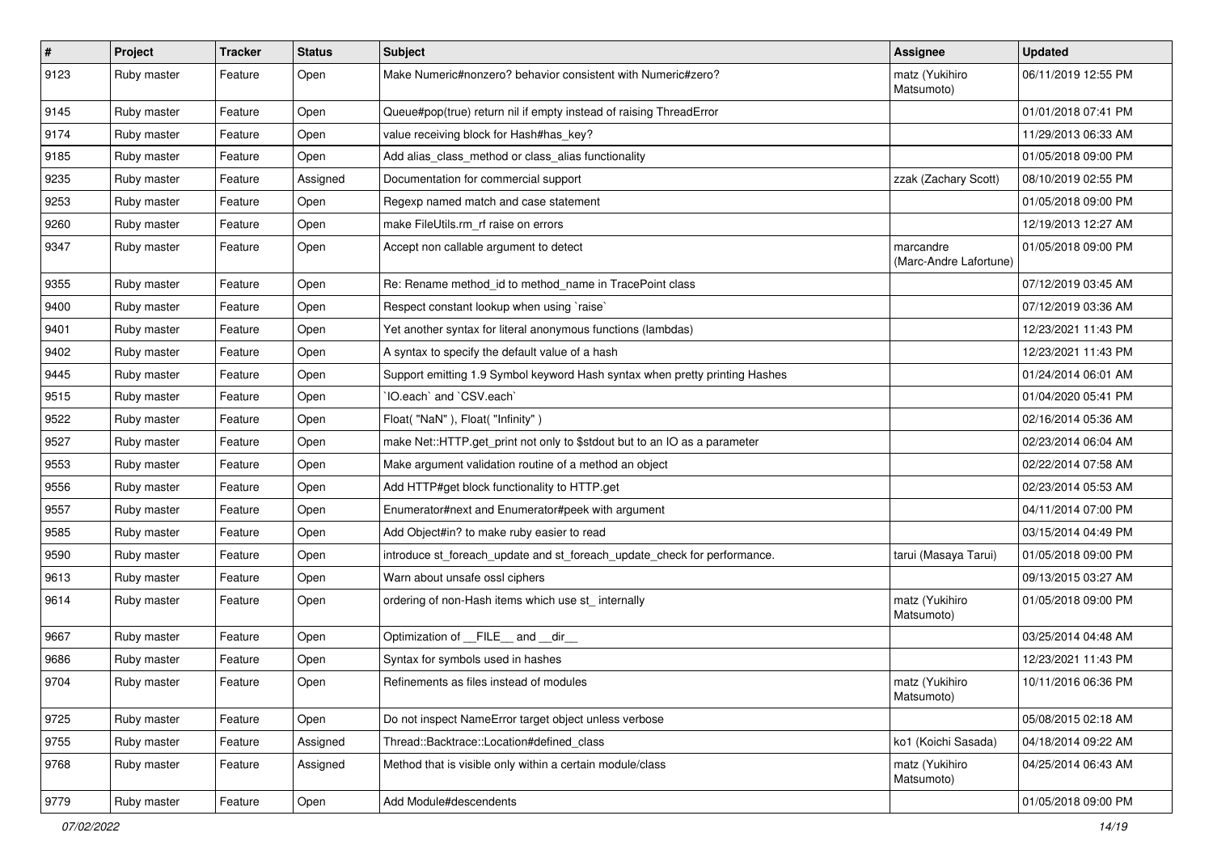| # | Project | Tracker | Status | Subject | Assignee | Updated |
|---|---|---|---|---|---|---|
| 9123 | Ruby master | Feature | Open | Make Numeric#nonzero? behavior consistent with Numeric#zero? | matz (Yukihiro Matsumoto) | 06/11/2019 12:55 PM |
| 9145 | Ruby master | Feature | Open | Queue#pop(true) return nil if empty instead of raising ThreadError | | 01/01/2018 07:41 PM |
| 9174 | Ruby master | Feature | Open | value receiving block for Hash#has_key? | | 11/29/2013 06:33 AM |
| 9185 | Ruby master | Feature | Open | Add alias_class_method or class_alias functionality | | 01/05/2018 09:00 PM |
| 9235 | Ruby master | Feature | Assigned | Documentation for commercial support | zzak (Zachary Scott) | 08/10/2019 02:55 PM |
| 9253 | Ruby master | Feature | Open | Regexp named match and case statement | | 01/05/2018 09:00 PM |
| 9260 | Ruby master | Feature | Open | make FileUtils.rm_rf raise on errors | | 12/19/2013 12:27 AM |
| 9347 | Ruby master | Feature | Open | Accept non callable argument to detect | marcandre (Marc-Andre Lafortune) | 01/05/2018 09:00 PM |
| 9355 | Ruby master | Feature | Open | Re: Rename method_id to method_name in TracePoint class | | 07/12/2019 03:45 AM |
| 9400 | Ruby master | Feature | Open | Respect constant lookup when using `raise` | | 07/12/2019 03:36 AM |
| 9401 | Ruby master | Feature | Open | Yet another syntax for literal anonymous functions (lambdas) | | 12/23/2021 11:43 PM |
| 9402 | Ruby master | Feature | Open | A syntax to specify the default value of a hash | | 12/23/2021 11:43 PM |
| 9445 | Ruby master | Feature | Open | Support emitting 1.9 Symbol keyword Hash syntax when pretty printing Hashes | | 01/24/2014 06:01 AM |
| 9515 | Ruby master | Feature | Open | `IO.each` and `CSV.each` | | 01/04/2020 05:41 PM |
| 9522 | Ruby master | Feature | Open | Float( "NaN" ), Float( "Infinity" ) | | 02/16/2014 05:36 AM |
| 9527 | Ruby master | Feature | Open | make Net::HTTP.get_print not only to $stdout but to an IO as a parameter | | 02/23/2014 06:04 AM |
| 9553 | Ruby master | Feature | Open | Make argument validation routine of a method an object | | 02/22/2014 07:58 AM |
| 9556 | Ruby master | Feature | Open | Add HTTP#get block functionality to HTTP.get | | 02/23/2014 05:53 AM |
| 9557 | Ruby master | Feature | Open | Enumerator#next and Enumerator#peek with argument | | 04/11/2014 07:00 PM |
| 9585 | Ruby master | Feature | Open | Add Object#in? to make ruby easier to read | | 03/15/2014 04:49 PM |
| 9590 | Ruby master | Feature | Open | introduce st_foreach_update and st_foreach_update_check for performance. | tarui (Masaya Tarui) | 01/05/2018 09:00 PM |
| 9613 | Ruby master | Feature | Open | Warn about unsafe ossl ciphers | | 09/13/2015 03:27 AM |
| 9614 | Ruby master | Feature | Open | ordering of non-Hash items which use st_ internally | matz (Yukihiro Matsumoto) | 01/05/2018 09:00 PM |
| 9667 | Ruby master | Feature | Open | Optimization of __FILE__ and __dir__ | | 03/25/2014 04:48 AM |
| 9686 | Ruby master | Feature | Open | Syntax for symbols used in hashes | | 12/23/2021 11:43 PM |
| 9704 | Ruby master | Feature | Open | Refinements as files instead of modules | matz (Yukihiro Matsumoto) | 10/11/2016 06:36 PM |
| 9725 | Ruby master | Feature | Open | Do not inspect NameError target object unless verbose | | 05/08/2015 02:18 AM |
| 9755 | Ruby master | Feature | Assigned | Thread::Backtrace::Location#defined_class | ko1 (Koichi Sasada) | 04/18/2014 09:22 AM |
| 9768 | Ruby master | Feature | Assigned | Method that is visible only within a certain module/class | matz (Yukihiro Matsumoto) | 04/25/2014 06:43 AM |
| 9779 | Ruby master | Feature | Open | Add Module#descendents | | 01/05/2018 09:00 PM |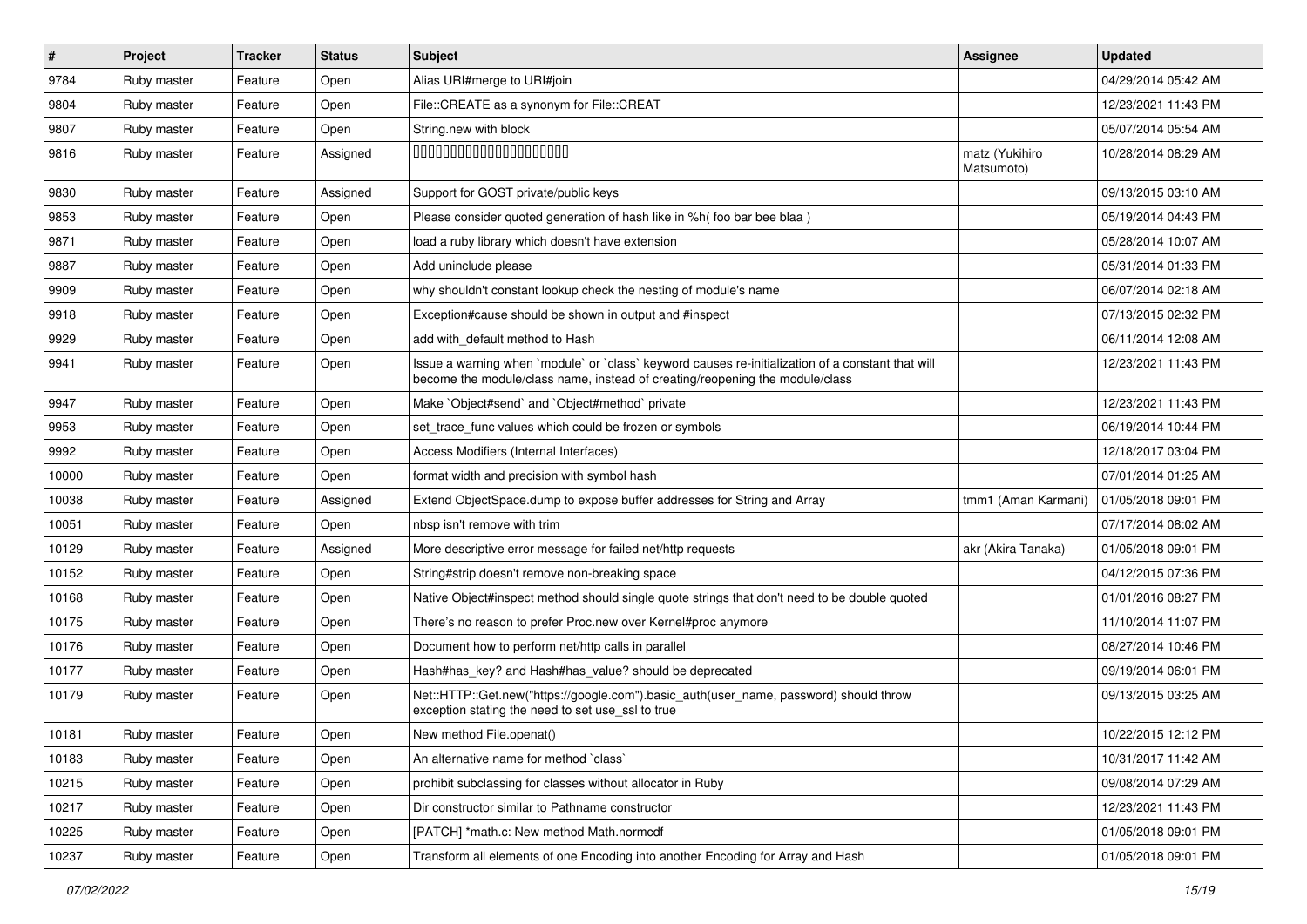| # | Project | Tracker | Status | Subject | Assignee | Updated |
|---|---|---|---|---|---|---|
| 9784 | Ruby master | Feature | Open | Alias URI#merge to URI#join | | 04/29/2014 05:42 AM |
| 9804 | Ruby master | Feature | Open | File::CREATE as a synonym for File::CREAT | | 12/23/2021 11:43 PM |
| 9807 | Ruby master | Feature | Open | String.new with block | | 05/07/2014 05:54 AM |
| 9816 | Ruby master | Feature | Assigned | 00000000000000000000000 | matz (Yukihiro Matsumoto) | 10/28/2014 08:29 AM |
| 9830 | Ruby master | Feature | Assigned | Support for GOST private/public keys | | 09/13/2015 03:10 AM |
| 9853 | Ruby master | Feature | Open | Please consider quoted generation of hash like in %h( foo bar bee blaa ) | | 05/19/2014 04:43 PM |
| 9871 | Ruby master | Feature | Open | load a ruby library which doesn't have extension | | 05/28/2014 10:07 AM |
| 9887 | Ruby master | Feature | Open | Add uninclude please | | 05/31/2014 01:33 PM |
| 9909 | Ruby master | Feature | Open | why shouldn't constant lookup check the nesting of module's name | | 06/07/2014 02:18 AM |
| 9918 | Ruby master | Feature | Open | Exception#cause should be shown in output and #inspect | | 07/13/2015 02:32 PM |
| 9929 | Ruby master | Feature | Open | add with_default method to Hash | | 06/11/2014 12:08 AM |
| 9941 | Ruby master | Feature | Open | Issue a warning when `module` or `class` keyword causes re-initialization of a constant that will become the module/class name, instead of creating/reopening the module/class | | 12/23/2021 11:43 PM |
| 9947 | Ruby master | Feature | Open | Make `Object#send` and `Object#method` private | | 12/23/2021 11:43 PM |
| 9953 | Ruby master | Feature | Open | set_trace_func values which could be frozen or symbols | | 06/19/2014 10:44 PM |
| 9992 | Ruby master | Feature | Open | Access Modifiers (Internal Interfaces) | | 12/18/2017 03:04 PM |
| 10000 | Ruby master | Feature | Open | format width and precision with symbol hash | | 07/01/2014 01:25 AM |
| 10038 | Ruby master | Feature | Assigned | Extend ObjectSpace.dump to expose buffer addresses for String and Array | tmm1 (Aman Karmani) | 01/05/2018 09:01 PM |
| 10051 | Ruby master | Feature | Open | nbsp isn't remove with trim | | 07/17/2014 08:02 AM |
| 10129 | Ruby master | Feature | Assigned | More descriptive error message for failed net/http requests | akr (Akira Tanaka) | 01/05/2018 09:01 PM |
| 10152 | Ruby master | Feature | Open | String#strip doesn't remove non-breaking space | | 04/12/2015 07:36 PM |
| 10168 | Ruby master | Feature | Open | Native Object#inspect method should single quote strings that don't need to be double quoted | | 01/01/2016 08:27 PM |
| 10175 | Ruby master | Feature | Open | There's no reason to prefer Proc.new over Kernel#proc anymore | | 11/10/2014 11:07 PM |
| 10176 | Ruby master | Feature | Open | Document how to perform net/http calls in parallel | | 08/27/2014 10:46 PM |
| 10177 | Ruby master | Feature | Open | Hash#has_key? and Hash#has_value? should be deprecated | | 09/19/2014 06:01 PM |
| 10179 | Ruby master | Feature | Open | Net::HTTP::Get.new("https://google.com").basic_auth(user_name, password) should throw exception stating the need to set use_ssl to true | | 09/13/2015 03:25 AM |
| 10181 | Ruby master | Feature | Open | New method File.openat() | | 10/22/2015 12:12 PM |
| 10183 | Ruby master | Feature | Open | An alternative name for method `class` | | 10/31/2017 11:42 AM |
| 10215 | Ruby master | Feature | Open | prohibit subclassing for classes without allocator in Ruby | | 09/08/2014 07:29 AM |
| 10217 | Ruby master | Feature | Open | Dir constructor similar to Pathname constructor | | 12/23/2021 11:43 PM |
| 10225 | Ruby master | Feature | Open | [PATCH] *math.c: New method Math.normcdf | | 01/05/2018 09:01 PM |
| 10237 | Ruby master | Feature | Open | Transform all elements of one Encoding into another Encoding for Array and Hash | | 01/05/2018 09:01 PM |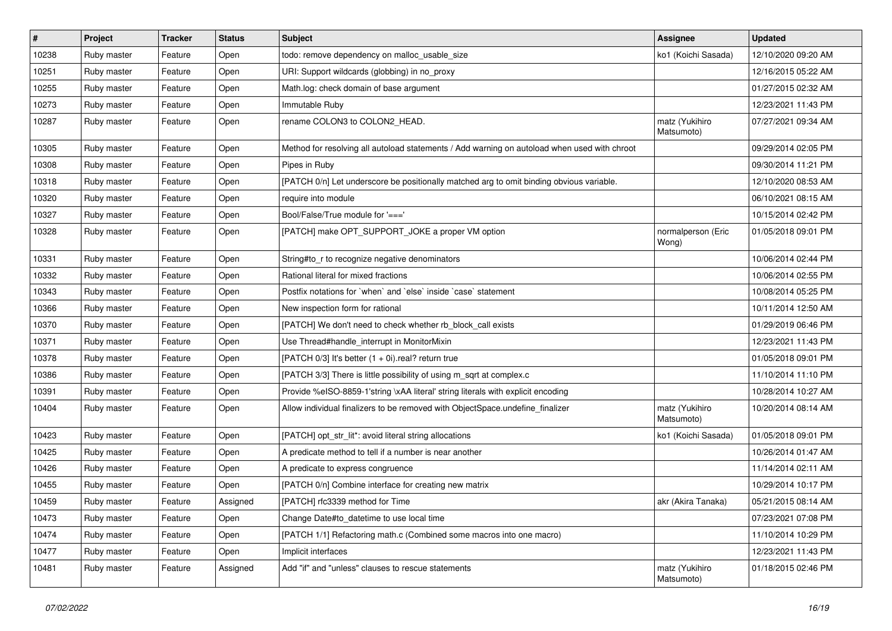| # | Project | Tracker | Status | Subject | Assignee | Updated |
| --- | --- | --- | --- | --- | --- | --- |
| 10238 | Ruby master | Feature | Open | todo: remove dependency on malloc_usable_size | ko1 (Koichi Sasada) | 12/10/2020 09:20 AM |
| 10251 | Ruby master | Feature | Open | URI: Support wildcards (globbing) in no_proxy | | 12/16/2015 05:22 AM |
| 10255 | Ruby master | Feature | Open | Math.log: check domain of base argument | | 01/27/2015 02:32 AM |
| 10273 | Ruby master | Feature | Open | Immutable Ruby | | 12/23/2021 11:43 PM |
| 10287 | Ruby master | Feature | Open | rename COLON3 to COLON2_HEAD. | matz (Yukihiro Matsumoto) | 07/27/2021 09:34 AM |
| 10305 | Ruby master | Feature | Open | Method for resolving all autoload statements / Add warning on autoload when used with chroot | | 09/29/2014 02:05 PM |
| 10308 | Ruby master | Feature | Open | Pipes in Ruby | | 09/30/2014 11:21 PM |
| 10318 | Ruby master | Feature | Open | [PATCH 0/n] Let underscore be positionally matched arg to omit binding obvious variable. | | 12/10/2020 08:53 AM |
| 10320 | Ruby master | Feature | Open | require into module | | 06/10/2021 08:15 AM |
| 10327 | Ruby master | Feature | Open | Bool/False/True module for '===' | | 10/15/2014 02:42 PM |
| 10328 | Ruby master | Feature | Open | [PATCH] make OPT_SUPPORT_JOKE a proper VM option | normalperson (Eric Wong) | 01/05/2018 09:01 PM |
| 10331 | Ruby master | Feature | Open | String#to_r to recognize negative denominators | | 10/06/2014 02:44 PM |
| 10332 | Ruby master | Feature | Open | Rational literal for mixed fractions | | 10/06/2014 02:55 PM |
| 10343 | Ruby master | Feature | Open | Postfix notations for `when` and `else` inside `case` statement | | 10/08/2014 05:25 PM |
| 10366 | Ruby master | Feature | Open | New inspection form for rational | | 10/11/2014 12:50 AM |
| 10370 | Ruby master | Feature | Open | [PATCH] We don't need to check whether rb_block_call exists | | 01/29/2019 06:46 PM |
| 10371 | Ruby master | Feature | Open | Use Thread#handle_interrupt in MonitorMixin | | 12/23/2021 11:43 PM |
| 10378 | Ruby master | Feature | Open | [PATCH 0/3] It's better (1 + 0i).real? return true | | 01/05/2018 09:01 PM |
| 10386 | Ruby master | Feature | Open | [PATCH 3/3] There is little possibility of using m_sqrt at complex.c | | 11/10/2014 11:10 PM |
| 10391 | Ruby master | Feature | Open | Provide %eISO-8859-1'string \xAA literal' string literals with explicit encoding | | 10/28/2014 10:27 AM |
| 10404 | Ruby master | Feature | Open | Allow individual finalizers to be removed with ObjectSpace.undefine_finalizer | matz (Yukihiro Matsumoto) | 10/20/2014 08:14 AM |
| 10423 | Ruby master | Feature | Open | [PATCH] opt_str_lit*: avoid literal string allocations | ko1 (Koichi Sasada) | 01/05/2018 09:01 PM |
| 10425 | Ruby master | Feature | Open | A predicate method to tell if a number is near another | | 10/26/2014 01:47 AM |
| 10426 | Ruby master | Feature | Open | A predicate to express congruence | | 11/14/2014 02:11 AM |
| 10455 | Ruby master | Feature | Open | [PATCH 0/n] Combine interface for creating new matrix | | 10/29/2014 10:17 PM |
| 10459 | Ruby master | Feature | Assigned | [PATCH] rfc3339 method for Time | akr (Akira Tanaka) | 05/21/2015 08:14 AM |
| 10473 | Ruby master | Feature | Open | Change Date#to_datetime to use local time | | 07/23/2021 07:08 PM |
| 10474 | Ruby master | Feature | Open | [PATCH 1/1] Refactoring math.c (Combined some macros into one macro) | | 11/10/2014 10:29 PM |
| 10477 | Ruby master | Feature | Open | Implicit interfaces | | 12/23/2021 11:43 PM |
| 10481 | Ruby master | Feature | Assigned | Add "if" and "unless" clauses to rescue statements | matz (Yukihiro Matsumoto) | 01/18/2015 02:46 PM |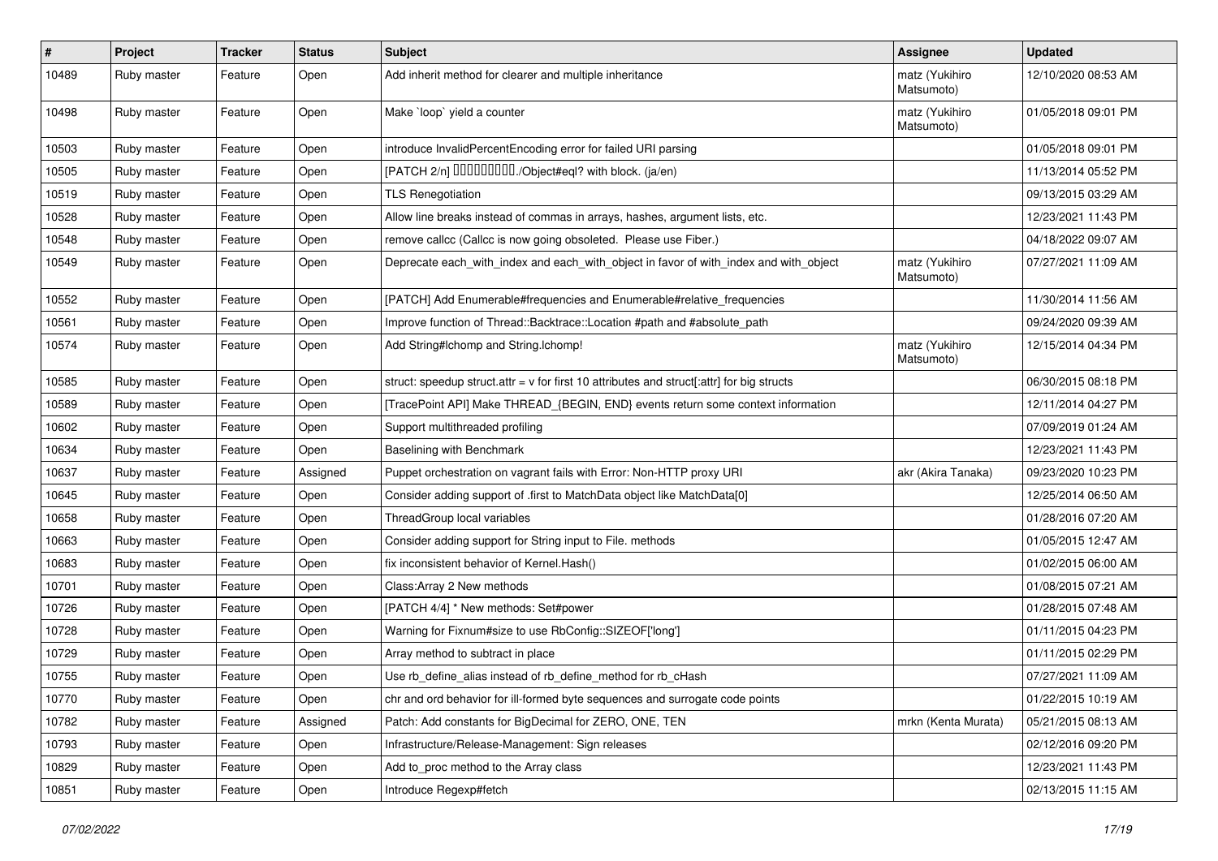| # | Project | Tracker | Status | Subject | Assignee | Updated |
|---|---|---|---|---|---|---|
| 10489 | Ruby master | Feature | Open | Add inherit method for clearer and multiple inheritance | matz (Yukihiro Matsumoto) | 12/10/2020 08:53 AM |
| 10498 | Ruby master | Feature | Open | Make `loop` yield a counter | matz (Yukihiro Matsumoto) | 01/05/2018 09:01 PM |
| 10503 | Ruby master | Feature | Open | introduce InvalidPercentEncoding error for failed URI parsing | | 01/05/2018 09:01 PM |
| 10505 | Ruby master | Feature | Open | [PATCH 2/n] □□□□□□□□□./Object#eql? with block. (ja/en) | | 11/13/2014 05:52 PM |
| 10519 | Ruby master | Feature | Open | TLS Renegotiation | | 09/13/2015 03:29 AM |
| 10528 | Ruby master | Feature | Open | Allow line breaks instead of commas in arrays, hashes, argument lists, etc. | | 12/23/2021 11:43 PM |
| 10548 | Ruby master | Feature | Open | remove callcc (Callcc is now going obsoleted. Please use Fiber.) | | 04/18/2022 09:07 AM |
| 10549 | Ruby master | Feature | Open | Deprecate each_with_index and each_with_object in favor of with_index and with_object | matz (Yukihiro Matsumoto) | 07/27/2021 11:09 AM |
| 10552 | Ruby master | Feature | Open | [PATCH] Add Enumerable#frequencies and Enumerable#relative_frequencies | | 11/30/2014 11:56 AM |
| 10561 | Ruby master | Feature | Open | Improve function of Thread::Backtrace::Location #path and #absolute_path | | 09/24/2020 09:39 AM |
| 10574 | Ruby master | Feature | Open | Add String#lchomp and String.lchomp! | matz (Yukihiro Matsumoto) | 12/15/2014 04:34 PM |
| 10585 | Ruby master | Feature | Open | struct: speedup struct.attr = v for first 10 attributes and struct[:attr] for big structs | | 06/30/2015 08:18 PM |
| 10589 | Ruby master | Feature | Open | [TracePoint API] Make THREAD_{BEGIN, END} events return some context information | | 12/11/2014 04:27 PM |
| 10602 | Ruby master | Feature | Open | Support multithreaded profiling | | 07/09/2019 01:24 AM |
| 10634 | Ruby master | Feature | Open | Baselining with Benchmark | | 12/23/2021 11:43 PM |
| 10637 | Ruby master | Feature | Assigned | Puppet orchestration on vagrant fails with Error: Non-HTTP proxy URI | akr (Akira Tanaka) | 09/23/2020 10:23 PM |
| 10645 | Ruby master | Feature | Open | Consider adding support of .first to MatchData object like MatchData[0] | | 12/25/2014 06:50 AM |
| 10658 | Ruby master | Feature | Open | ThreadGroup local variables | | 01/28/2016 07:20 AM |
| 10663 | Ruby master | Feature | Open | Consider adding support for String input to File. methods | | 01/05/2015 12:47 AM |
| 10683 | Ruby master | Feature | Open | fix inconsistent behavior of Kernel.Hash() | | 01/02/2015 06:00 AM |
| 10701 | Ruby master | Feature | Open | Class:Array 2 New methods | | 01/08/2015 07:21 AM |
| 10726 | Ruby master | Feature | Open | [PATCH 4/4] * New methods: Set#power | | 01/28/2015 07:48 AM |
| 10728 | Ruby master | Feature | Open | Warning for Fixnum#size to use RbConfig::SIZEOF['long'] | | 01/11/2015 04:23 PM |
| 10729 | Ruby master | Feature | Open | Array method to subtract in place | | 01/11/2015 02:29 PM |
| 10755 | Ruby master | Feature | Open | Use rb_define_alias instead of rb_define_method for rb_cHash | | 07/27/2021 11:09 AM |
| 10770 | Ruby master | Feature | Open | chr and ord behavior for ill-formed byte sequences and surrogate code points | | 01/22/2015 10:19 AM |
| 10782 | Ruby master | Feature | Assigned | Patch: Add constants for BigDecimal for ZERO, ONE, TEN | mrkn (Kenta Murata) | 05/21/2015 08:13 AM |
| 10793 | Ruby master | Feature | Open | Infrastructure/Release-Management: Sign releases | | 02/12/2016 09:20 PM |
| 10829 | Ruby master | Feature | Open | Add to_proc method to the Array class | | 12/23/2021 11:43 PM |
| 10851 | Ruby master | Feature | Open | Introduce Regexp#fetch | | 02/13/2015 11:15 AM |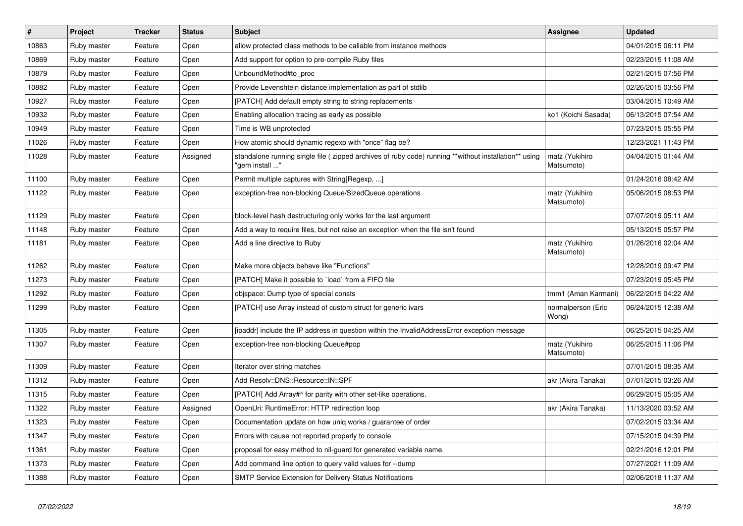| # | Project | Tracker | Status | Subject | Assignee | Updated |
| --- | --- | --- | --- | --- | --- | --- |
| 10863 | Ruby master | Feature | Open | allow protected class methods to be callable from instance methods | | 04/01/2015 06:11 PM |
| 10869 | Ruby master | Feature | Open | Add support for option to pre-compile Ruby files | | 02/23/2015 11:08 AM |
| 10879 | Ruby master | Feature | Open | UnboundMethod#to_proc | | 02/21/2015 07:56 PM |
| 10882 | Ruby master | Feature | Open | Provide Levenshtein distance implementation as part of stdlib | | 02/26/2015 03:56 PM |
| 10927 | Ruby master | Feature | Open | [PATCH] Add default empty string to string replacements | | 03/04/2015 10:49 AM |
| 10932 | Ruby master | Feature | Open | Enabling allocation tracing as early as possible | ko1 (Koichi Sasada) | 06/13/2015 07:54 AM |
| 10949 | Ruby master | Feature | Open | Time is WB unprotected | | 07/23/2015 05:55 PM |
| 11026 | Ruby master | Feature | Open | How atomic should dynamic regexp with "once" flag be? | | 12/23/2021 11:43 PM |
| 11028 | Ruby master | Feature | Assigned | standalone running single file ( zipped archives of ruby code) running **without installation** using "gem install ..." | matz (Yukihiro Matsumoto) | 04/04/2015 01:44 AM |
| 11100 | Ruby master | Feature | Open | Permit multiple captures with String[Regexp, ...] | | 01/24/2016 08:42 AM |
| 11122 | Ruby master | Feature | Open | exception-free non-blocking Queue/SizedQueue operations | matz (Yukihiro Matsumoto) | 05/06/2015 08:53 PM |
| 11129 | Ruby master | Feature | Open | block-level hash destructuring only works for the last argument | | 07/07/2019 05:11 AM |
| 11148 | Ruby master | Feature | Open | Add a way to require files, but not raise an exception when the file isn't found | | 05/13/2015 05:57 PM |
| 11181 | Ruby master | Feature | Open | Add a line directive to Ruby | matz (Yukihiro Matsumoto) | 01/26/2016 02:04 AM |
| 11262 | Ruby master | Feature | Open | Make more objects behave like "Functions" | | 12/28/2019 09:47 PM |
| 11273 | Ruby master | Feature | Open | [PATCH] Make it possible to `load` from a FIFO file | | 07/23/2019 05:45 PM |
| 11292 | Ruby master | Feature | Open | objspace: Dump type of special consts | tmm1 (Aman Karmani) | 06/22/2015 04:22 AM |
| 11299 | Ruby master | Feature | Open | [PATCH] use Array instead of custom struct for generic ivars | normalperson (Eric Wong) | 06/24/2015 12:38 AM |
| 11305 | Ruby master | Feature | Open | [ipaddr] include the IP address in question within the InvalidAddressError exception message | | 06/25/2015 04:25 AM |
| 11307 | Ruby master | Feature | Open | exception-free non-blocking Queue#pop | matz (Yukihiro Matsumoto) | 06/25/2015 11:06 PM |
| 11309 | Ruby master | Feature | Open | Iterator over string matches | | 07/01/2015 08:35 AM |
| 11312 | Ruby master | Feature | Open | Add Resolv::DNS::Resource::IN::SPF | akr (Akira Tanaka) | 07/01/2015 03:26 AM |
| 11315 | Ruby master | Feature | Open | [PATCH] Add Array#^ for parity with other set-like operations. | | 06/29/2015 05:05 AM |
| 11322 | Ruby master | Feature | Assigned | OpenUri: RuntimeError: HTTP redirection loop | akr (Akira Tanaka) | 11/13/2020 03:52 AM |
| 11323 | Ruby master | Feature | Open | Documentation update on how uniq works / guarantee of order | | 07/02/2015 03:34 AM |
| 11347 | Ruby master | Feature | Open | Errors with cause not reported properly to console | | 07/15/2015 04:39 PM |
| 11361 | Ruby master | Feature | Open | proposal for easy method to nil-guard for generated variable name. | | 02/21/2016 12:01 PM |
| 11373 | Ruby master | Feature | Open | Add command line option to query valid values for --dump | | 07/27/2021 11:09 AM |
| 11388 | Ruby master | Feature | Open | SMTP Service Extension for Delivery Status Notifications | | 02/06/2018 11:37 AM |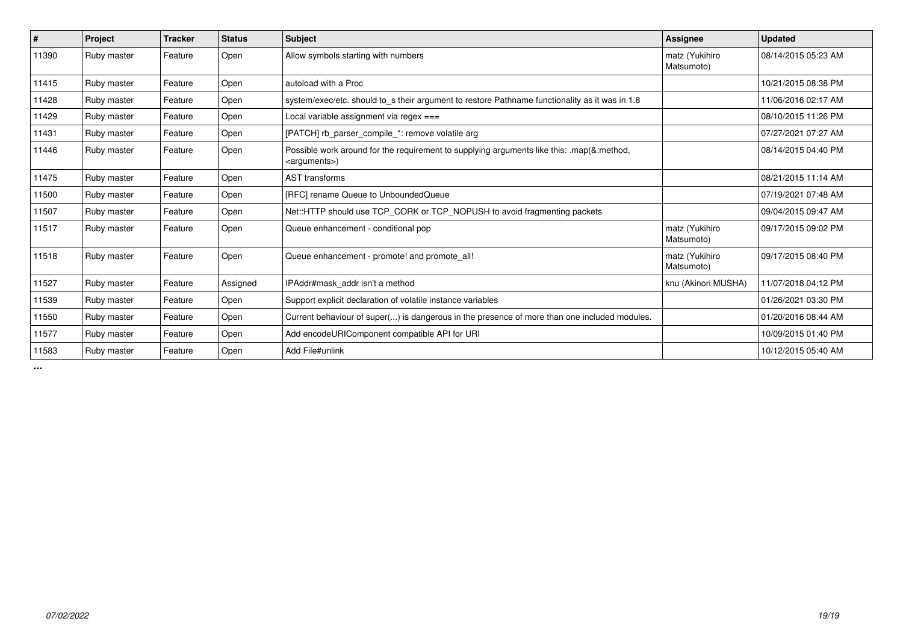| # | Project | Tracker | Status | Subject | Assignee | Updated |
|---|---|---|---|---|---|---|
| 11390 | Ruby master | Feature | Open | Allow symbols starting with numbers | matz (Yukihiro Matsumoto) | 08/14/2015 05:23 AM |
| 11415 | Ruby master | Feature | Open | autoload with a Proc | | 10/21/2015 08:38 PM |
| 11428 | Ruby master | Feature | Open | system/exec/etc. should to_s their argument to restore Pathname functionality as it was in 1.8 | | 11/06/2016 02:17 AM |
| 11429 | Ruby master | Feature | Open | Local variable assignment via regex === | | 08/10/2015 11:26 PM |
| 11431 | Ruby master | Feature | Open | [PATCH] rb_parser_compile_*: remove volatile arg | | 07/27/2021 07:27 AM |
| 11446 | Ruby master | Feature | Open | Possible work around for the requirement to supplying arguments like this: .map(&:method, <arguments>) | | 08/14/2015 04:40 PM |
| 11475 | Ruby master | Feature | Open | AST transforms | | 08/21/2015 11:14 AM |
| 11500 | Ruby master | Feature | Open | [RFC] rename Queue to UnboundedQueue | | 07/19/2021 07:48 AM |
| 11507 | Ruby master | Feature | Open | Net::HTTP should use TCP_CORK or TCP_NOPUSH to avoid fragmenting packets | | 09/04/2015 09:47 AM |
| 11517 | Ruby master | Feature | Open | Queue enhancement - conditional pop | matz (Yukihiro Matsumoto) | 09/17/2015 09:02 PM |
| 11518 | Ruby master | Feature | Open | Queue enhancement - promote! and promote_all! | matz (Yukihiro Matsumoto) | 09/17/2015 08:40 PM |
| 11527 | Ruby master | Feature | Assigned | IPAddr#mask_addr isn't a method | knu (Akinori MUSHA) | 11/07/2018 04:12 PM |
| 11539 | Ruby master | Feature | Open | Support explicit declaration of volatile instance variables | | 01/26/2021 03:30 PM |
| 11550 | Ruby master | Feature | Open | Current behaviour of super(...) is dangerous in the presence of more than one included modules. | | 01/20/2016 08:44 AM |
| 11577 | Ruby master | Feature | Open | Add encodeURIComponent compatible API for URI | | 10/09/2015 01:40 PM |
| 11583 | Ruby master | Feature | Open | Add File#unlink | | 10/12/2015 05:40 AM |

...